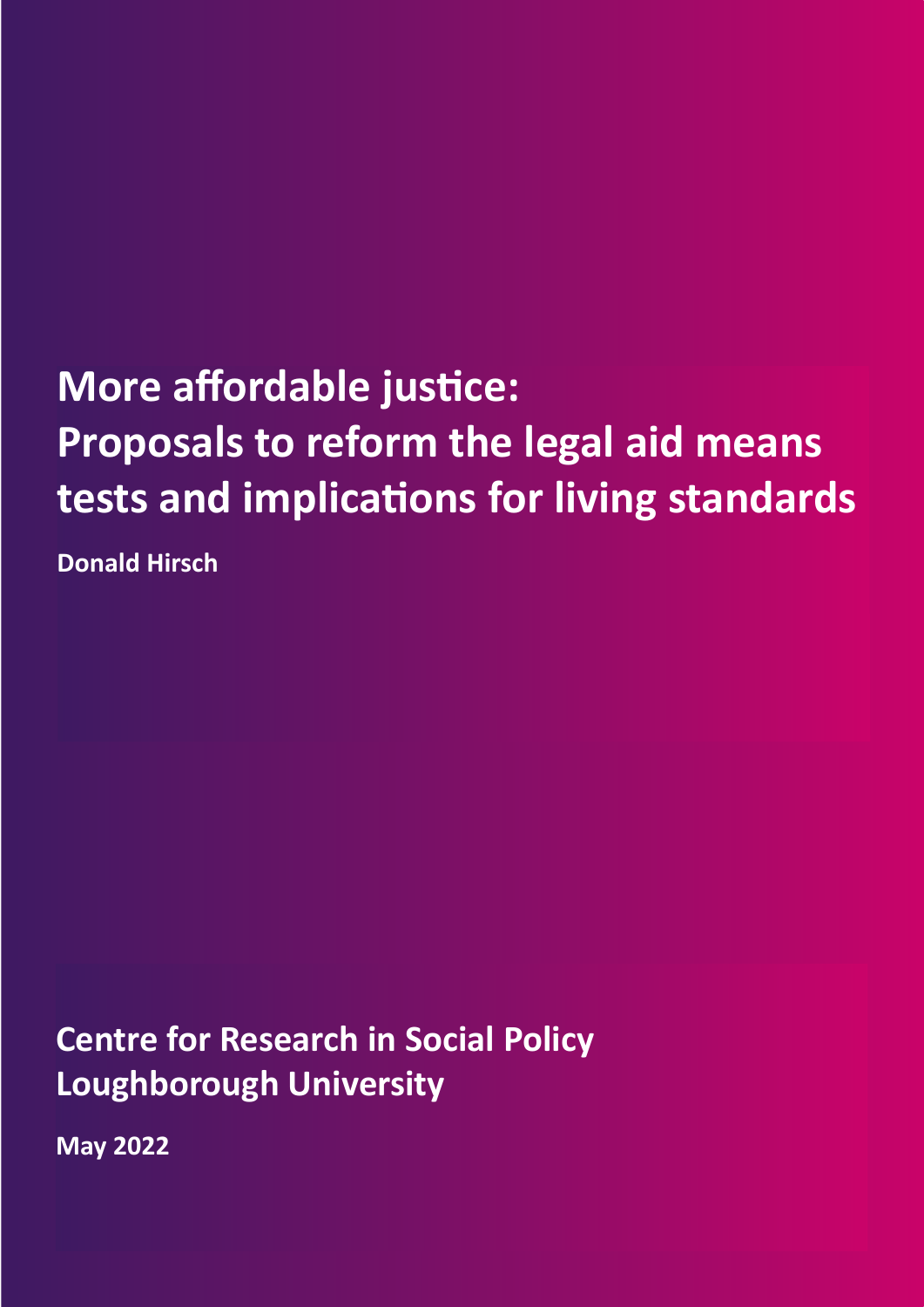# More affordable justice: Proposals to reform the legal aid means tests and implications for living standards

**Donald Hirsch**

**Centre for Research in Social Policy**
**Loughborough University**

**May 2022**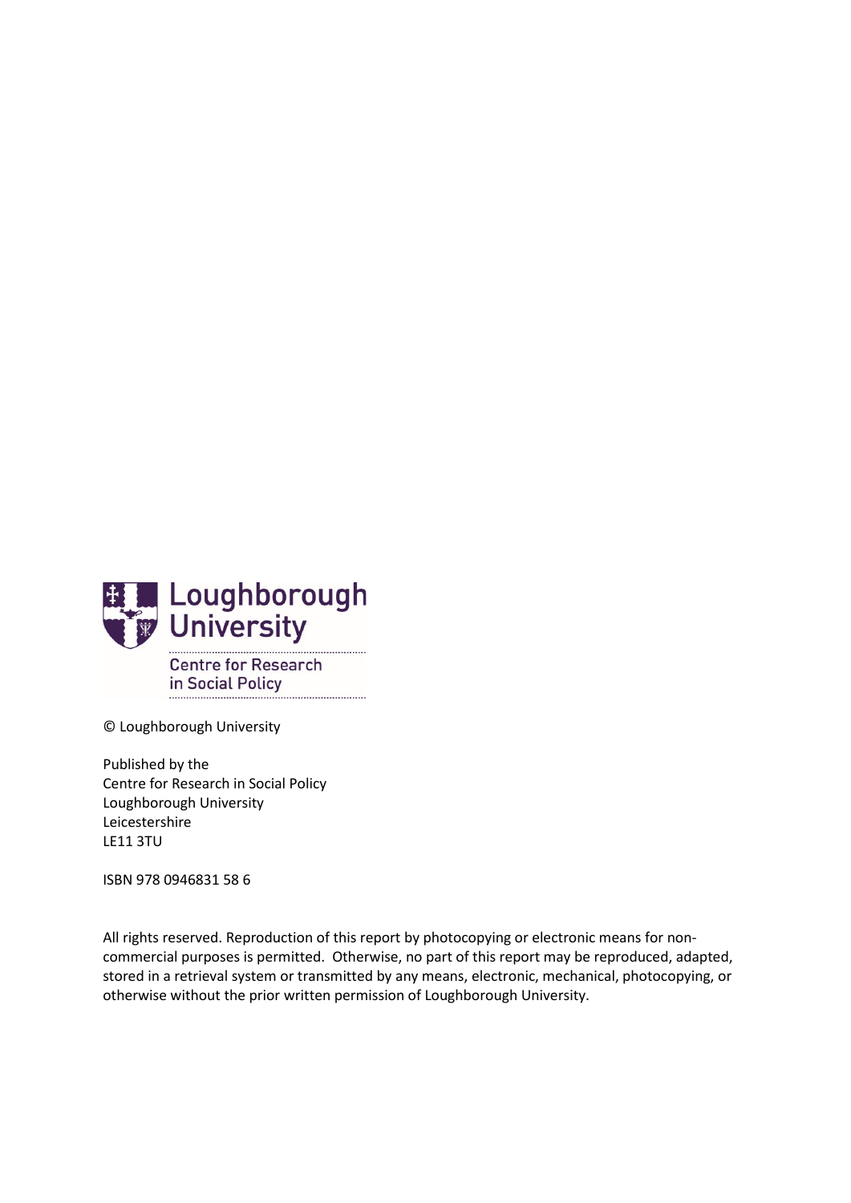Loughborough University

Centre for Research in Social Policy

© Loughborough University

Published by the  
Centre for Research in Social Policy  
Loughborough University  
Leicestershire  
LE11 3TU

ISBN 978 0946831 58 6

All rights reserved. Reproduction of this report by photocopying or electronic means for non-commercial purposes is permitted. Otherwise, no part of this report may be reproduced, adapted, stored in a retrieval system or transmitted by any means, electronic, mechanical, photocopying, or otherwise without the prior written permission of Loughborough University.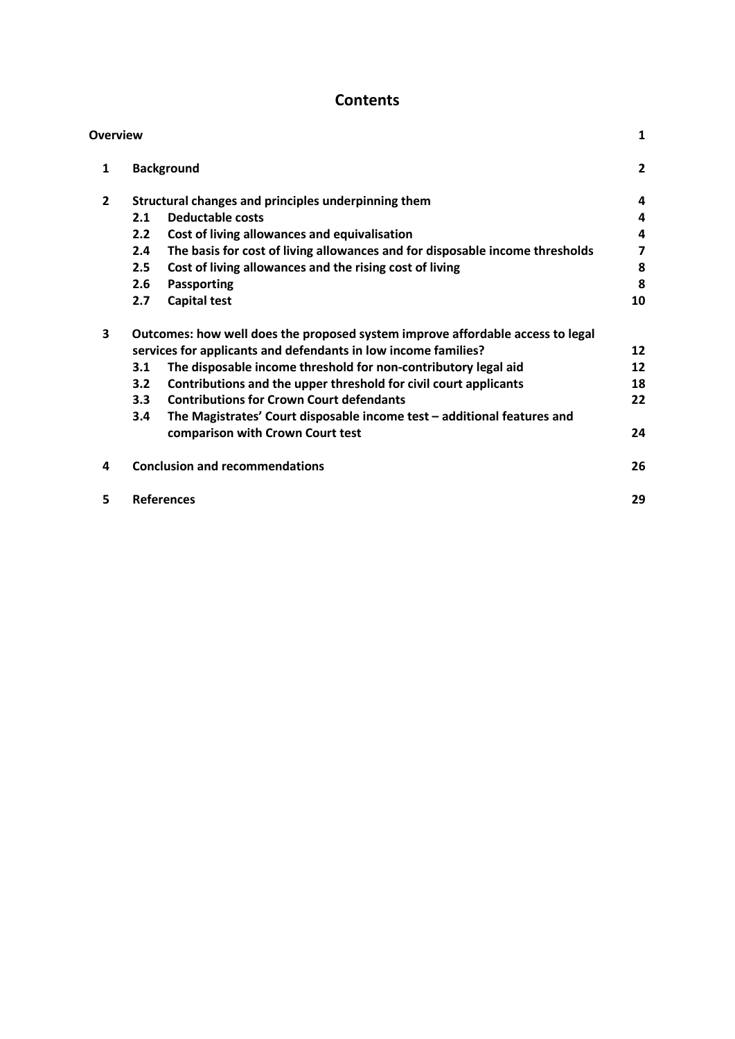# Contents

| | | | |
|---|---|---|---|
| **Overview** | | | **1** |
| **1** | **Background** | | **2** |
| **2** | **Structural changes and principles underpinning them** | | **4** |
| | **2.1** | **Deductable costs** | **4** |
| | **2.2** | **Cost of living allowances and equivalisation** | **4** |
| | **2.4** | **The basis for cost of living allowances and for disposable income thresholds** | **7** |
| | **2.5** | **Cost of living allowances and the rising cost of living** | **8** |
| | **2.6** | **Passporting** | **8** |
| | **2.7** | **Capital test** | **10** |
| **3** | **Outcomes: how well does the proposed system improve affordable access to legal services for applicants and defendants in low income families?** | | **12** |
| | **3.1** | **The disposable income threshold for non-contributory legal aid** | **12** |
| | **3.2** | **Contributions and the upper threshold for civil court applicants** | **18** |
| | **3.3** | **Contributions for Crown Court defendants** | **22** |
| | **3.4** | **The Magistrates' Court disposable income test – additional features and comparison with Crown Court test** | **24** |
| **4** | **Conclusion and recommendations** | | **26** |
| **5** | **References** | | **29** |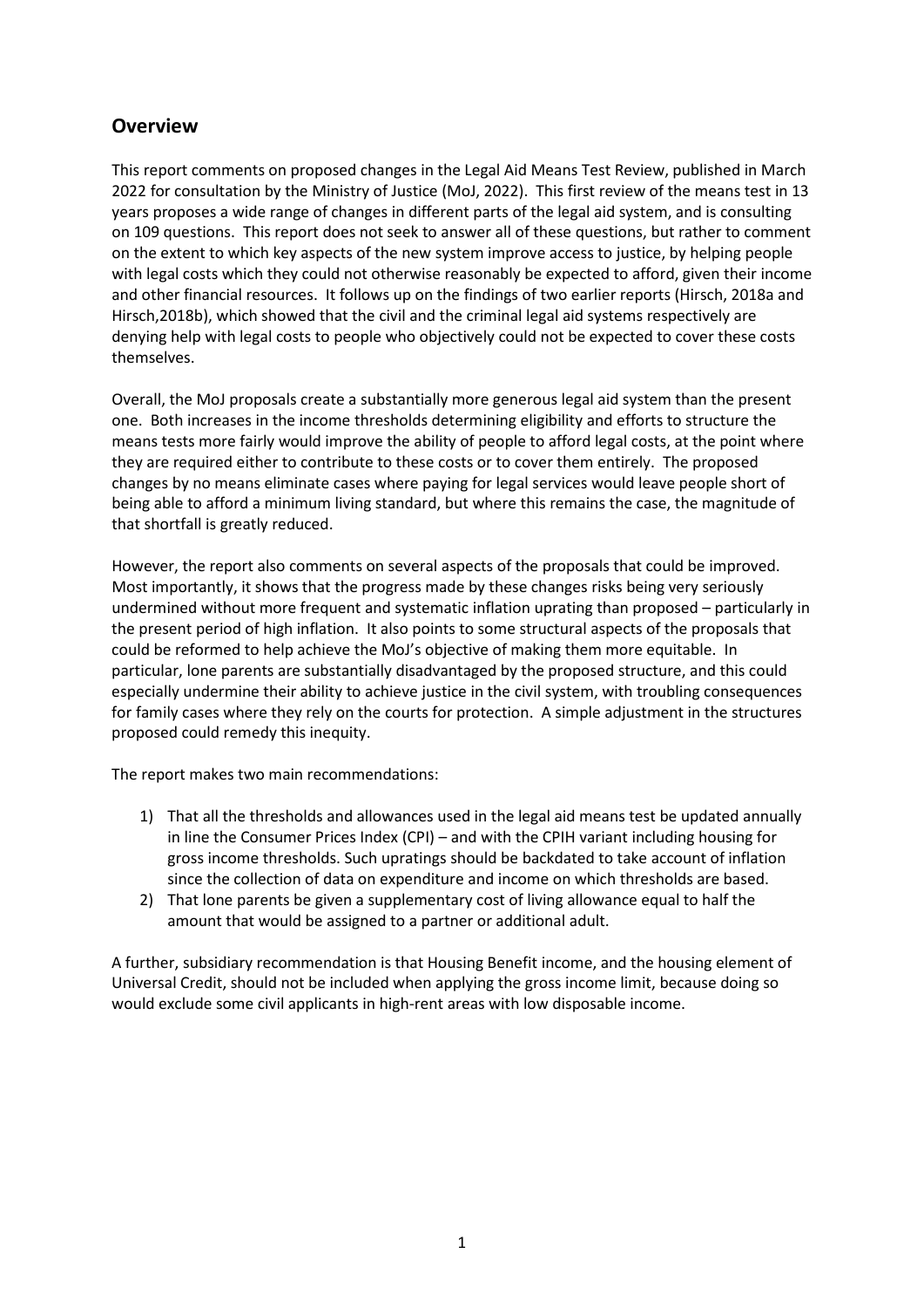## Overview

This report comments on proposed changes in the Legal Aid Means Test Review, published in March 2022 for consultation by the Ministry of Justice (MoJ, 2022). This first review of the means test in 13 years proposes a wide range of changes in different parts of the legal aid system, and is consulting on 109 questions. This report does not seek to answer all of these questions, but rather to comment on the extent to which key aspects of the new system improve access to justice, by helping people with legal costs which they could not otherwise reasonably be expected to afford, given their income and other financial resources. It follows up on the findings of two earlier reports (Hirsch, 2018a and Hirsch,2018b), which showed that the civil and the criminal legal aid systems respectively are denying help with legal costs to people who objectively could not be expected to cover these costs themselves.

Overall, the MoJ proposals create a substantially more generous legal aid system than the present one. Both increases in the income thresholds determining eligibility and efforts to structure the means tests more fairly would improve the ability of people to afford legal costs, at the point where they are required either to contribute to these costs or to cover them entirely. The proposed changes by no means eliminate cases where paying for legal services would leave people short of being able to afford a minimum living standard, but where this remains the case, the magnitude of that shortfall is greatly reduced.

However, the report also comments on several aspects of the proposals that could be improved. Most importantly, it shows that the progress made by these changes risks being very seriously undermined without more frequent and systematic inflation uprating than proposed – particularly in the present period of high inflation. It also points to some structural aspects of the proposals that could be reformed to help achieve the MoJ's objective of making them more equitable. In particular, lone parents are substantially disadvantaged by the proposed structure, and this could especially undermine their ability to achieve justice in the civil system, with troubling consequences for family cases where they rely on the courts for protection. A simple adjustment in the structures proposed could remedy this inequity.

The report makes two main recommendations:

1) That all the thresholds and allowances used in the legal aid means test be updated annually in line the Consumer Prices Index (CPI) – and with the CPIH variant including housing for gross income thresholds. Such upratings should be backdated to take account of inflation since the collection of data on expenditure and income on which thresholds are based.
2) That lone parents be given a supplementary cost of living allowance equal to half the amount that would be assigned to a partner or additional adult.

A further, subsidiary recommendation is that Housing Benefit income, and the housing element of Universal Credit, should not be included when applying the gross income limit, because doing so would exclude some civil applicants in high-rent areas with low disposable income.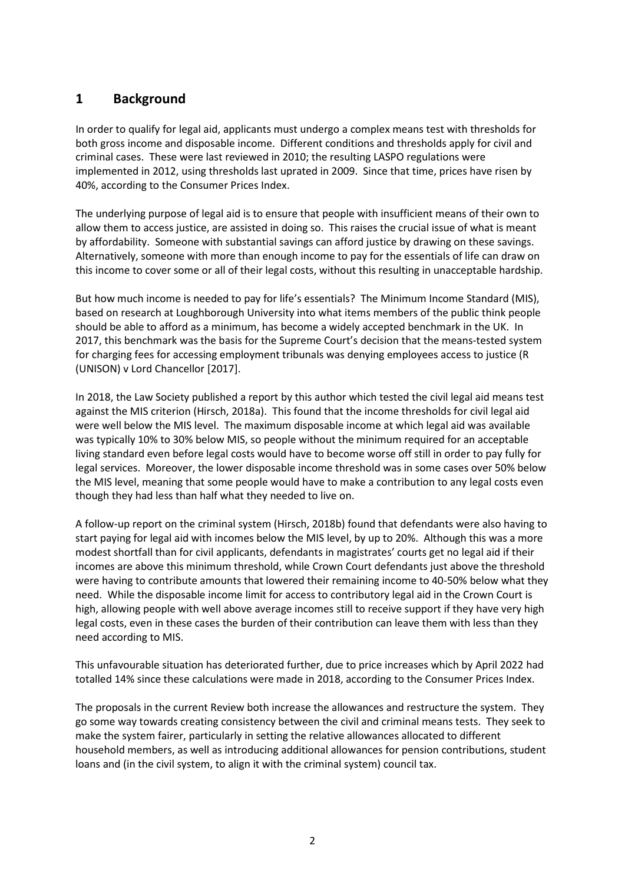## 1 Background

In order to qualify for legal aid, applicants must undergo a complex means test with thresholds for both gross income and disposable income. Different conditions and thresholds apply for civil and criminal cases. These were last reviewed in 2010; the resulting LASPO regulations were implemented in 2012, using thresholds last uprated in 2009. Since that time, prices have risen by 40%, according to the Consumer Prices Index.

The underlying purpose of legal aid is to ensure that people with insufficient means of their own to allow them to access justice, are assisted in doing so. This raises the crucial issue of what is meant by affordability. Someone with substantial savings can afford justice by drawing on these savings. Alternatively, someone with more than enough income to pay for the essentials of life can draw on this income to cover some or all of their legal costs, without this resulting in unacceptable hardship.

But how much income is needed to pay for life's essentials? The Minimum Income Standard (MIS), based on research at Loughborough University into what items members of the public think people should be able to afford as a minimum, has become a widely accepted benchmark in the UK. In 2017, this benchmark was the basis for the Supreme Court's decision that the means-tested system for charging fees for accessing employment tribunals was denying employees access to justice (R (UNISON) v Lord Chancellor [2017].

In 2018, the Law Society published a report by this author which tested the civil legal aid means test against the MIS criterion (Hirsch, 2018a). This found that the income thresholds for civil legal aid were well below the MIS level. The maximum disposable income at which legal aid was available was typically 10% to 30% below MIS, so people without the minimum required for an acceptable living standard even before legal costs would have to become worse off still in order to pay fully for legal services. Moreover, the lower disposable income threshold was in some cases over 50% below the MIS level, meaning that some people would have to make a contribution to any legal costs even though they had less than half what they needed to live on.

A follow-up report on the criminal system (Hirsch, 2018b) found that defendants were also having to start paying for legal aid with incomes below the MIS level, by up to 20%. Although this was a more modest shortfall than for civil applicants, defendants in magistrates' courts get no legal aid if their incomes are above this minimum threshold, while Crown Court defendants just above the threshold were having to contribute amounts that lowered their remaining income to 40-50% below what they need. While the disposable income limit for access to contributory legal aid in the Crown Court is high, allowing people with well above average incomes still to receive support if they have very high legal costs, even in these cases the burden of their contribution can leave them with less than they need according to MIS.

This unfavourable situation has deteriorated further, due to price increases which by April 2022 had totalled 14% since these calculations were made in 2018, according to the Consumer Prices Index.

The proposals in the current Review both increase the allowances and restructure the system. They go some way towards creating consistency between the civil and criminal means tests. They seek to make the system fairer, particularly in setting the relative allowances allocated to different household members, as well as introducing additional allowances for pension contributions, student loans and (in the civil system, to align it with the criminal system) council tax.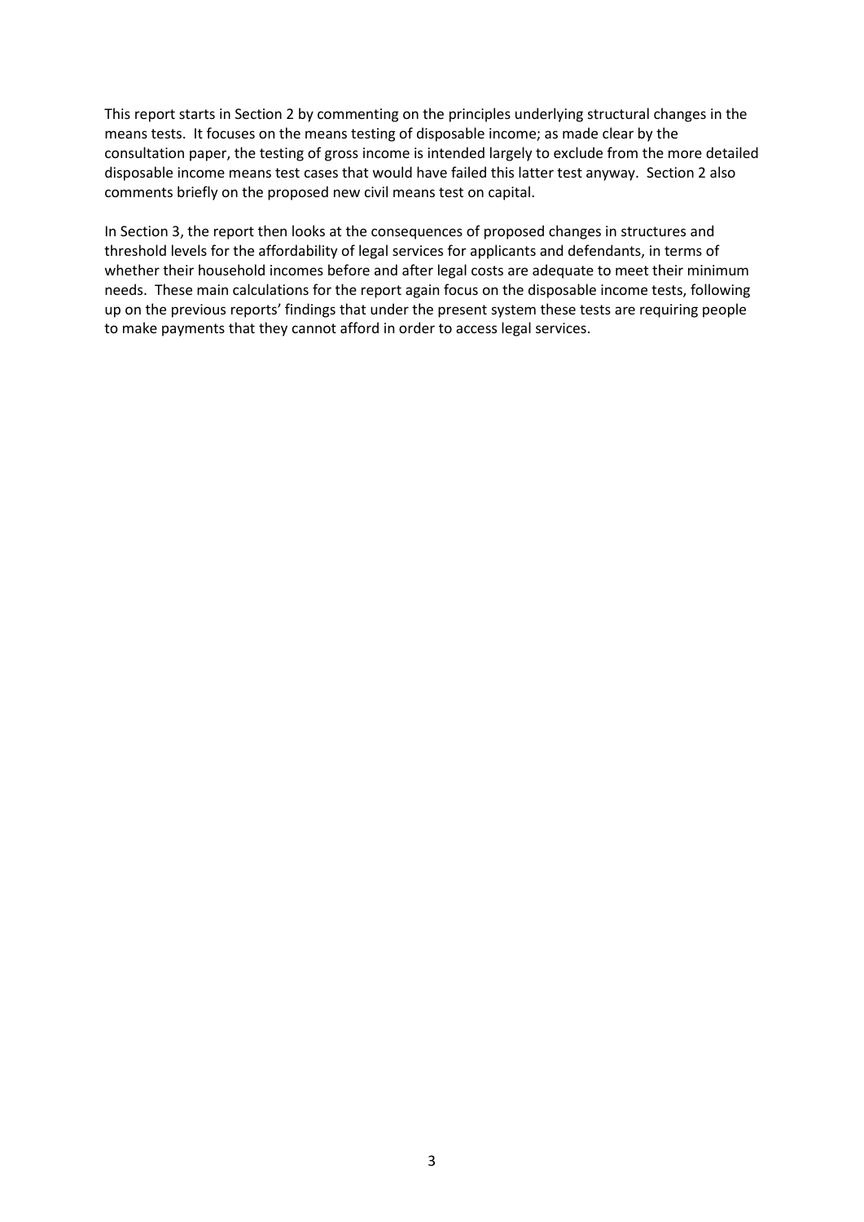This report starts in Section 2 by commenting on the principles underlying structural changes in the means tests. It focuses on the means testing of disposable income; as made clear by the consultation paper, the testing of gross income is intended largely to exclude from the more detailed disposable income means test cases that would have failed this latter test anyway. Section 2 also comments briefly on the proposed new civil means test on capital.

In Section 3, the report then looks at the consequences of proposed changes in structures and threshold levels for the affordability of legal services for applicants and defendants, in terms of whether their household incomes before and after legal costs are adequate to meet their minimum needs. These main calculations for the report again focus on the disposable income tests, following up on the previous reports' findings that under the present system these tests are requiring people to make payments that they cannot afford in order to access legal services.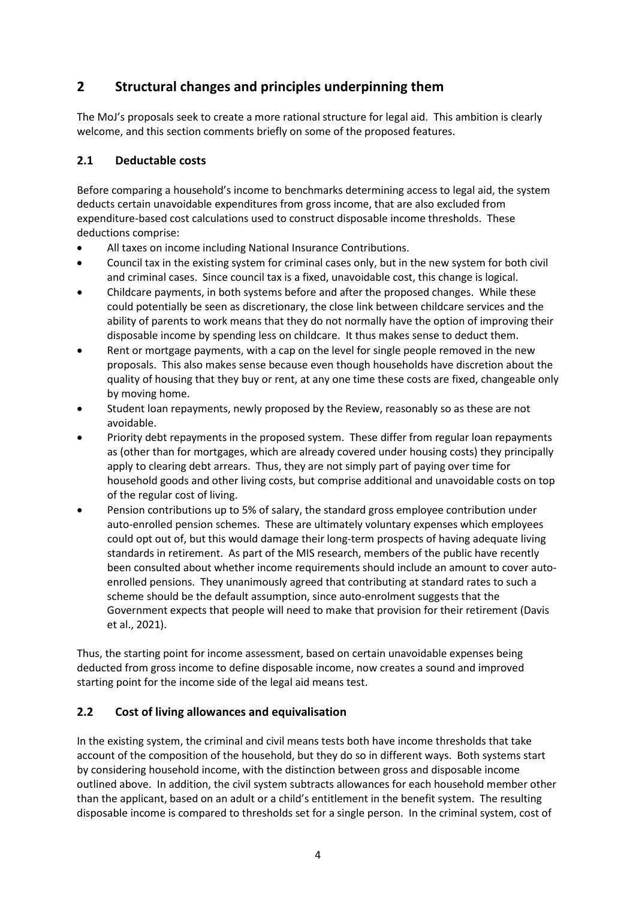# 2 Structural changes and principles underpinning them

The MoJ's proposals seek to create a more rational structure for legal aid. This ambition is clearly welcome, and this section comments briefly on some of the proposed features.

## 2.1 Deductable costs

Before comparing a household's income to benchmarks determining access to legal aid, the system deducts certain unavoidable expenditures from gross income, that are also excluded from expenditure-based cost calculations used to construct disposable income thresholds. These deductions comprise:

- All taxes on income including National Insurance Contributions.
- Council tax in the existing system for criminal cases only, but in the new system for both civil and criminal cases. Since council tax is a fixed, unavoidable cost, this change is logical.
- Childcare payments, in both systems before and after the proposed changes. While these could potentially be seen as discretionary, the close link between childcare services and the ability of parents to work means that they do not normally have the option of improving their disposable income by spending less on childcare. It thus makes sense to deduct them.
- Rent or mortgage payments, with a cap on the level for single people removed in the new proposals. This also makes sense because even though households have discretion about the quality of housing that they buy or rent, at any one time these costs are fixed, changeable only by moving home.
- Student loan repayments, newly proposed by the Review, reasonably so as these are not avoidable.
- Priority debt repayments in the proposed system. These differ from regular loan repayments as (other than for mortgages, which are already covered under housing costs) they principally apply to clearing debt arrears. Thus, they are not simply part of paying over time for household goods and other living costs, but comprise additional and unavoidable costs on top of the regular cost of living.
- Pension contributions up to 5% of salary, the standard gross employee contribution under auto-enrolled pension schemes. These are ultimately voluntary expenses which employees could opt out of, but this would damage their long-term prospects of having adequate living standards in retirement. As part of the MIS research, members of the public have recently been consulted about whether income requirements should include an amount to cover auto-enrolled pensions. They unanimously agreed that contributing at standard rates to such a scheme should be the default assumption, since auto-enrolment suggests that the Government expects that people will need to make that provision for their retirement (Davis et al., 2021).

Thus, the starting point for income assessment, based on certain unavoidable expenses being deducted from gross income to define disposable income, now creates a sound and improved starting point for the income side of the legal aid means test.

## 2.2 Cost of living allowances and equivalisation

In the existing system, the criminal and civil means tests both have income thresholds that take account of the composition of the household, but they do so in different ways. Both systems start by considering household income, with the distinction between gross and disposable income outlined above. In addition, the civil system subtracts allowances for each household member other than the applicant, based on an adult or a child's entitlement in the benefit system. The resulting disposable income is compared to thresholds set for a single person. In the criminal system, cost of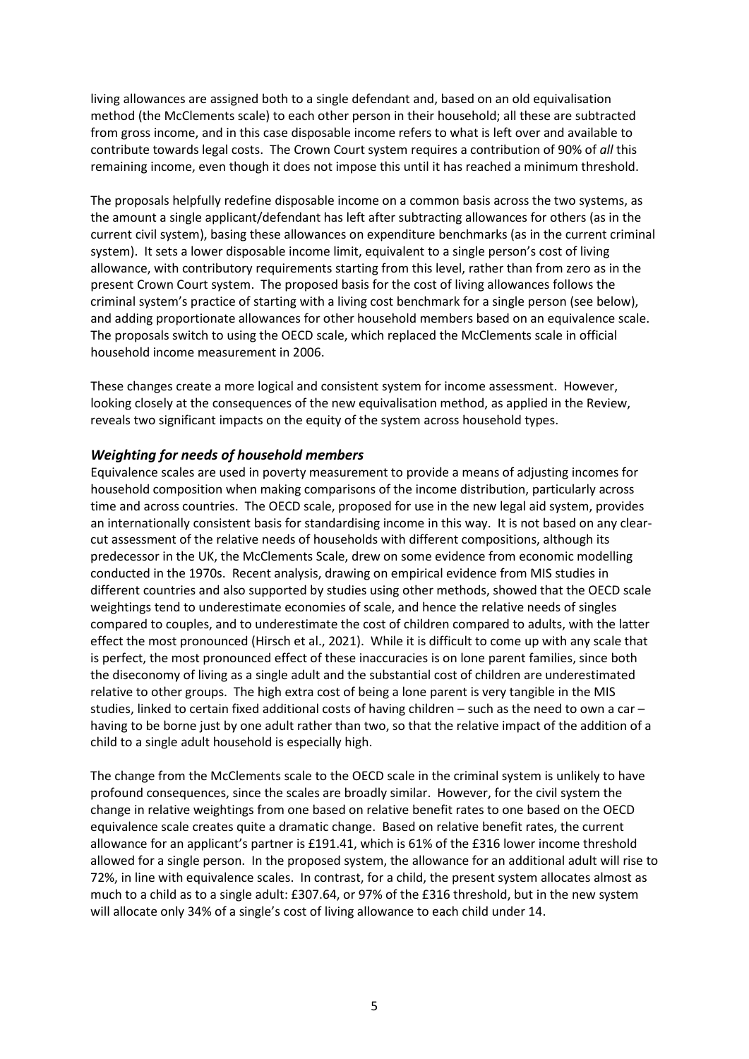living allowances are assigned both to a single defendant and, based on an old equivalisation method (the McClements scale) to each other person in their household; all these are subtracted from gross income, and in this case disposable income refers to what is left over and available to contribute towards legal costs. The Crown Court system requires a contribution of 90% of *all* this remaining income, even though it does not impose this until it has reached a minimum threshold.

The proposals helpfully redefine disposable income on a common basis across the two systems, as the amount a single applicant/defendant has left after subtracting allowances for others (as in the current civil system), basing these allowances on expenditure benchmarks (as in the current criminal system). It sets a lower disposable income limit, equivalent to a single person's cost of living allowance, with contributory requirements starting from this level, rather than from zero as in the present Crown Court system. The proposed basis for the cost of living allowances follows the criminal system's practice of starting with a living cost benchmark for a single person (see below), and adding proportionate allowances for other household members based on an equivalence scale. The proposals switch to using the OECD scale, which replaced the McClements scale in official household income measurement in 2006.

These changes create a more logical and consistent system for income assessment. However, looking closely at the consequences of the new equivalisation method, as applied in the Review, reveals two significant impacts on the equity of the system across household types.

### *Weighting for needs of household members*

Equivalence scales are used in poverty measurement to provide a means of adjusting incomes for household composition when making comparisons of the income distribution, particularly across time and across countries. The OECD scale, proposed for use in the new legal aid system, provides an internationally consistent basis for standardising income in this way. It is not based on any clear-cut assessment of the relative needs of households with different compositions, although its predecessor in the UK, the McClements Scale, drew on some evidence from economic modelling conducted in the 1970s. Recent analysis, drawing on empirical evidence from MIS studies in different countries and also supported by studies using other methods, showed that the OECD scale weightings tend to underestimate economies of scale, and hence the relative needs of singles compared to couples, and to underestimate the cost of children compared to adults, with the latter effect the most pronounced (Hirsch et al., 2021). While it is difficult to come up with any scale that is perfect, the most pronounced effect of these inaccuracies is on lone parent families, since both the diseconomy of living as a single adult and the substantial cost of children are underestimated relative to other groups. The high extra cost of being a lone parent is very tangible in the MIS studies, linked to certain fixed additional costs of having children – such as the need to own a car – having to be borne just by one adult rather than two, so that the relative impact of the addition of a child to a single adult household is especially high.

The change from the McClements scale to the OECD scale in the criminal system is unlikely to have profound consequences, since the scales are broadly similar. However, for the civil system the change in relative weightings from one based on relative benefit rates to one based on the OECD equivalence scale creates quite a dramatic change. Based on relative benefit rates, the current allowance for an applicant's partner is £191.41, which is 61% of the £316 lower income threshold allowed for a single person. In the proposed system, the allowance for an additional adult will rise to 72%, in line with equivalence scales. In contrast, for a child, the present system allocates almost as much to a child as to a single adult: £307.64, or 97% of the £316 threshold, but in the new system will allocate only 34% of a single's cost of living allowance to each child under 14.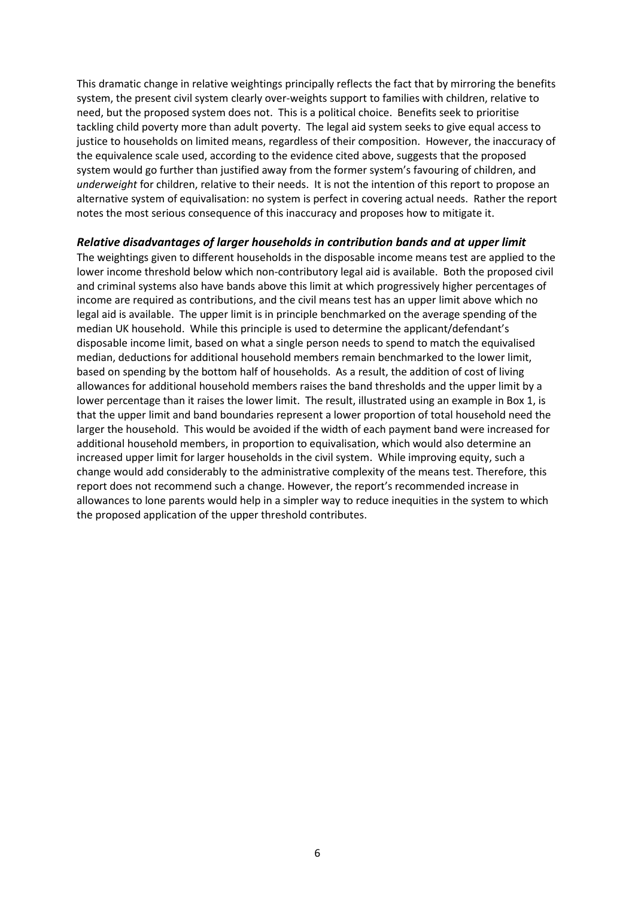This dramatic change in relative weightings principally reflects the fact that by mirroring the benefits system, the present civil system clearly over-weights support to families with children, relative to need, but the proposed system does not. This is a political choice. Benefits seek to prioritise tackling child poverty more than adult poverty. The legal aid system seeks to give equal access to justice to households on limited means, regardless of their composition. However, the inaccuracy of the equivalence scale used, according to the evidence cited above, suggests that the proposed system would go further than justified away from the former system's favouring of children, and *underweight* for children, relative to their needs. It is not the intention of this report to propose an alternative system of equivalisation: no system is perfect in covering actual needs. Rather the report notes the most serious consequence of this inaccuracy and proposes how to mitigate it.

### *Relative disadvantages of larger households in contribution bands and at upper limit*

The weightings given to different households in the disposable income means test are applied to the lower income threshold below which non-contributory legal aid is available. Both the proposed civil and criminal systems also have bands above this limit at which progressively higher percentages of income are required as contributions, and the civil means test has an upper limit above which no legal aid is available. The upper limit is in principle benchmarked on the average spending of the median UK household. While this principle is used to determine the applicant/defendant's disposable income limit, based on what a single person needs to spend to match the equivalised median, deductions for additional household members remain benchmarked to the lower limit, based on spending by the bottom half of households. As a result, the addition of cost of living allowances for additional household members raises the band thresholds and the upper limit by a lower percentage than it raises the lower limit. The result, illustrated using an example in Box 1, is that the upper limit and band boundaries represent a lower proportion of total household need the larger the household. This would be avoided if the width of each payment band were increased for additional household members, in proportion to equivalisation, which would also determine an increased upper limit for larger households in the civil system. While improving equity, such a change would add considerably to the administrative complexity of the means test. Therefore, this report does not recommend such a change. However, the report's recommended increase in allowances to lone parents would help in a simpler way to reduce inequities in the system to which the proposed application of the upper threshold contributes.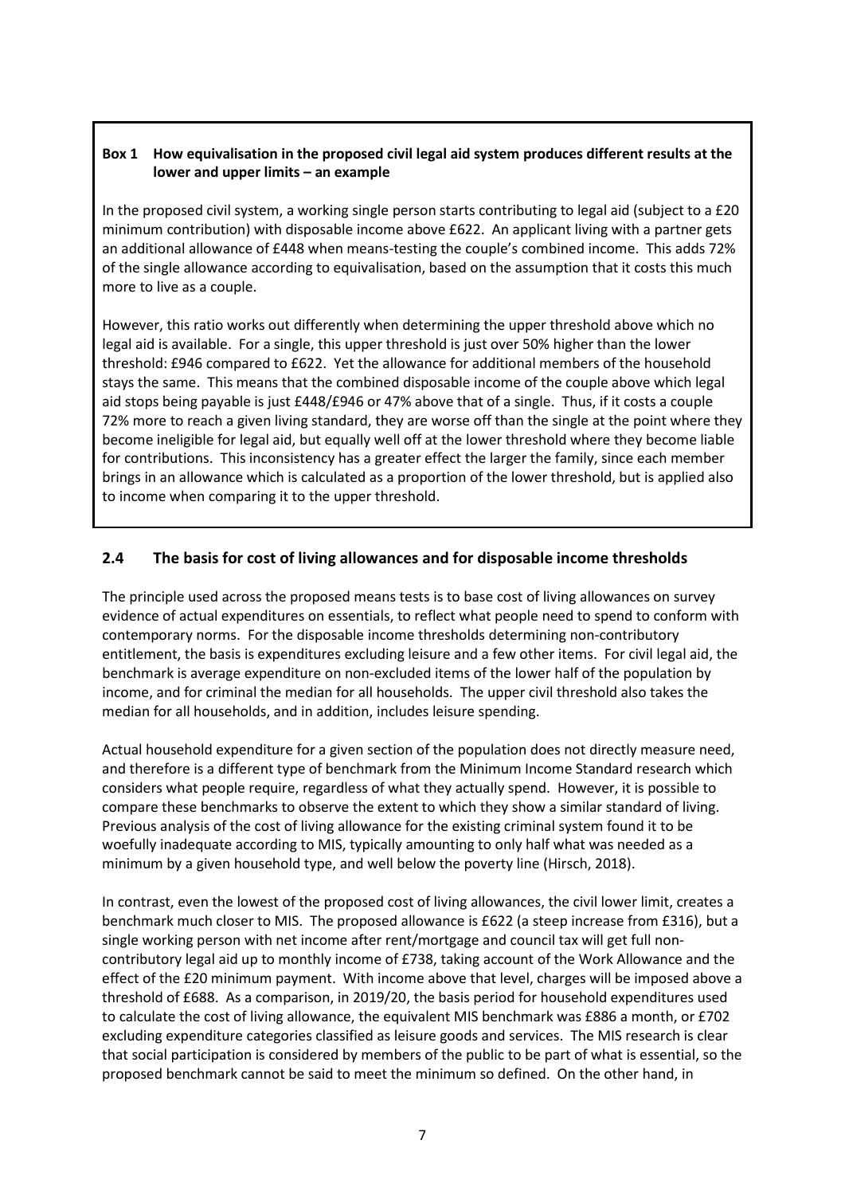**Box 1 How equivalisation in the proposed civil legal aid system produces different results at the lower and upper limits – an example**

In the proposed civil system, a working single person starts contributing to legal aid (subject to a £20 minimum contribution) with disposable income above £622. An applicant living with a partner gets an additional allowance of £448 when means-testing the couple's combined income. This adds 72% of the single allowance according to equivalisation, based on the assumption that it costs this much more to live as a couple.

However, this ratio works out differently when determining the upper threshold above which no legal aid is available. For a single, this upper threshold is just over 50% higher than the lower threshold: £946 compared to £622. Yet the allowance for additional members of the household stays the same. This means that the combined disposable income of the couple above which legal aid stops being payable is just £448/£946 or 47% above that of a single. Thus, if it costs a couple 72% more to reach a given living standard, they are worse off than the single at the point where they become ineligible for legal aid, but equally well off at the lower threshold where they become liable for contributions. This inconsistency has a greater effect the larger the family, since each member brings in an allowance which is calculated as a proportion of the lower threshold, but is applied also to income when comparing it to the upper threshold.

## 2.4 The basis for cost of living allowances and for disposable income thresholds

The principle used across the proposed means tests is to base cost of living allowances on survey evidence of actual expenditures on essentials, to reflect what people need to spend to conform with contemporary norms. For the disposable income thresholds determining non-contributory entitlement, the basis is expenditures excluding leisure and a few other items. For civil legal aid, the benchmark is average expenditure on non-excluded items of the lower half of the population by income, and for criminal the median for all households. The upper civil threshold also takes the median for all households, and in addition, includes leisure spending.

Actual household expenditure for a given section of the population does not directly measure need, and therefore is a different type of benchmark from the Minimum Income Standard research which considers what people require, regardless of what they actually spend. However, it is possible to compare these benchmarks to observe the extent to which they show a similar standard of living. Previous analysis of the cost of living allowance for the existing criminal system found it to be woefully inadequate according to MIS, typically amounting to only half what was needed as a minimum by a given household type, and well below the poverty line (Hirsch, 2018).

In contrast, even the lowest of the proposed cost of living allowances, the civil lower limit, creates a benchmark much closer to MIS. The proposed allowance is £622 (a steep increase from £316), but a single working person with net income after rent/mortgage and council tax will get full non-contributory legal aid up to monthly income of £738, taking account of the Work Allowance and the effect of the £20 minimum payment. With income above that level, charges will be imposed above a threshold of £688. As a comparison, in 2019/20, the basis period for household expenditures used to calculate the cost of living allowance, the equivalent MIS benchmark was £886 a month, or £702 excluding expenditure categories classified as leisure goods and services. The MIS research is clear that social participation is considered by members of the public to be part of what is essential, so the proposed benchmark cannot be said to meet the minimum so defined. On the other hand, in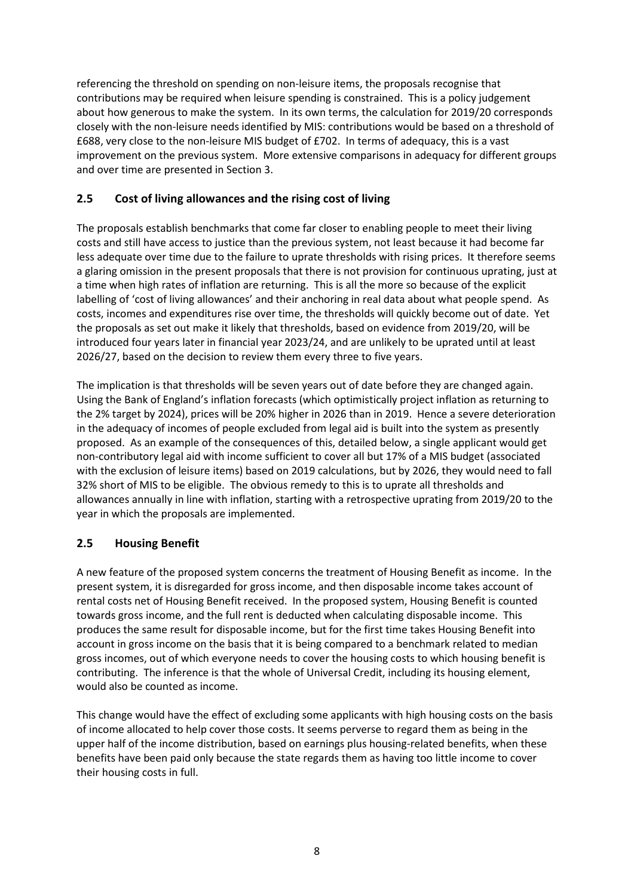referencing the threshold on spending on non-leisure items, the proposals recognise that contributions may be required when leisure spending is constrained. This is a policy judgement about how generous to make the system. In its own terms, the calculation for 2019/20 corresponds closely with the non-leisure needs identified by MIS: contributions would be based on a threshold of £688, very close to the non-leisure MIS budget of £702. In terms of adequacy, this is a vast improvement on the previous system. More extensive comparisons in adequacy for different groups and over time are presented in Section 3.

## 2.5 Cost of living allowances and the rising cost of living

The proposals establish benchmarks that come far closer to enabling people to meet their living costs and still have access to justice than the previous system, not least because it had become far less adequate over time due to the failure to uprate thresholds with rising prices. It therefore seems a glaring omission in the present proposals that there is not provision for continuous uprating, just at a time when high rates of inflation are returning. This is all the more so because of the explicit labelling of 'cost of living allowances' and their anchoring in real data about what people spend. As costs, incomes and expenditures rise over time, the thresholds will quickly become out of date. Yet the proposals as set out make it likely that thresholds, based on evidence from 2019/20, will be introduced four years later in financial year 2023/24, and are unlikely to be uprated until at least 2026/27, based on the decision to review them every three to five years.

The implication is that thresholds will be seven years out of date before they are changed again. Using the Bank of England's inflation forecasts (which optimistically project inflation as returning to the 2% target by 2024), prices will be 20% higher in 2026 than in 2019. Hence a severe deterioration in the adequacy of incomes of people excluded from legal aid is built into the system as presently proposed. As an example of the consequences of this, detailed below, a single applicant would get non-contributory legal aid with income sufficient to cover all but 17% of a MIS budget (associated with the exclusion of leisure items) based on 2019 calculations, but by 2026, they would need to fall 32% short of MIS to be eligible. The obvious remedy to this is to uprate all thresholds and allowances annually in line with inflation, starting with a retrospective uprating from 2019/20 to the year in which the proposals are implemented.

## 2.5 Housing Benefit

A new feature of the proposed system concerns the treatment of Housing Benefit as income. In the present system, it is disregarded for gross income, and then disposable income takes account of rental costs net of Housing Benefit received. In the proposed system, Housing Benefit is counted towards gross income, and the full rent is deducted when calculating disposable income. This produces the same result for disposable income, but for the first time takes Housing Benefit into account in gross income on the basis that it is being compared to a benchmark related to median gross incomes, out of which everyone needs to cover the housing costs to which housing benefit is contributing. The inference is that the whole of Universal Credit, including its housing element, would also be counted as income.

This change would have the effect of excluding some applicants with high housing costs on the basis of income allocated to help cover those costs. It seems perverse to regard them as being in the upper half of the income distribution, based on earnings plus housing-related benefits, when these benefits have been paid only because the state regards them as having too little income to cover their housing costs in full.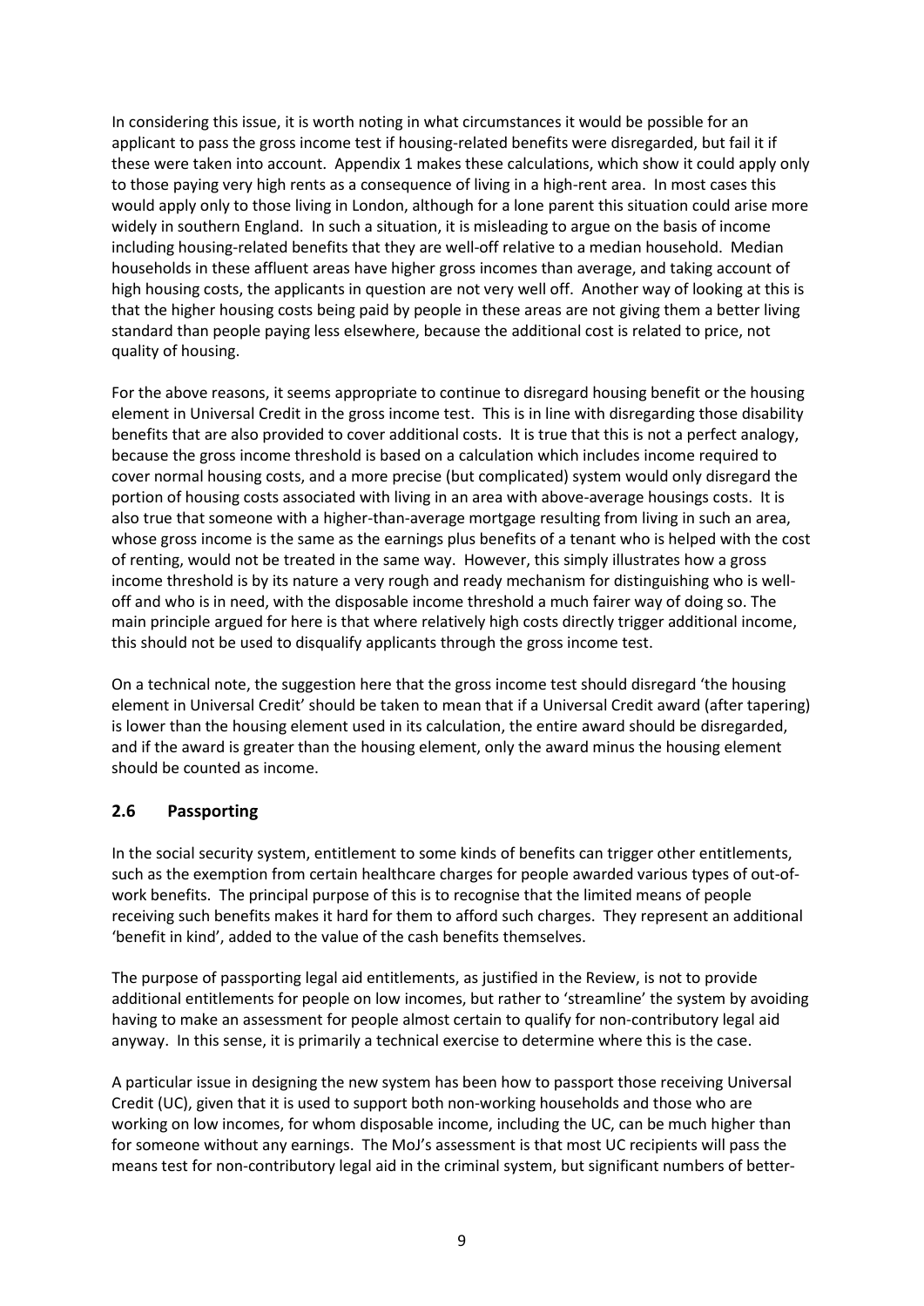In considering this issue, it is worth noting in what circumstances it would be possible for an applicant to pass the gross income test if housing-related benefits were disregarded, but fail it if these were taken into account. Appendix 1 makes these calculations, which show it could apply only to those paying very high rents as a consequence of living in a high-rent area. In most cases this would apply only to those living in London, although for a lone parent this situation could arise more widely in southern England. In such a situation, it is misleading to argue on the basis of income including housing-related benefits that they are well-off relative to a median household. Median households in these affluent areas have higher gross incomes than average, and taking account of high housing costs, the applicants in question are not very well off. Another way of looking at this is that the higher housing costs being paid by people in these areas are not giving them a better living standard than people paying less elsewhere, because the additional cost is related to price, not quality of housing.

For the above reasons, it seems appropriate to continue to disregard housing benefit or the housing element in Universal Credit in the gross income test. This is in line with disregarding those disability benefits that are also provided to cover additional costs. It is true that this is not a perfect analogy, because the gross income threshold is based on a calculation which includes income required to cover normal housing costs, and a more precise (but complicated) system would only disregard the portion of housing costs associated with living in an area with above-average housings costs. It is also true that someone with a higher-than-average mortgage resulting from living in such an area, whose gross income is the same as the earnings plus benefits of a tenant who is helped with the cost of renting, would not be treated in the same way. However, this simply illustrates how a gross income threshold is by its nature a very rough and ready mechanism for distinguishing who is well-off and who is in need, with the disposable income threshold a much fairer way of doing so. The main principle argued for here is that where relatively high costs directly trigger additional income, this should not be used to disqualify applicants through the gross income test.

On a technical note, the suggestion here that the gross income test should disregard 'the housing element in Universal Credit' should be taken to mean that if a Universal Credit award (after tapering) is lower than the housing element used in its calculation, the entire award should be disregarded, and if the award is greater than the housing element, only the award minus the housing element should be counted as income.

## 2.6 Passporting

In the social security system, entitlement to some kinds of benefits can trigger other entitlements, such as the exemption from certain healthcare charges for people awarded various types of out-of-work benefits. The principal purpose of this is to recognise that the limited means of people receiving such benefits makes it hard for them to afford such charges. They represent an additional 'benefit in kind', added to the value of the cash benefits themselves.

The purpose of passporting legal aid entitlements, as justified in the Review, is not to provide additional entitlements for people on low incomes, but rather to 'streamline' the system by avoiding having to make an assessment for people almost certain to qualify for non-contributory legal aid anyway. In this sense, it is primarily a technical exercise to determine where this is the case.

A particular issue in designing the new system has been how to passport those receiving Universal Credit (UC), given that it is used to support both non-working households and those who are working on low incomes, for whom disposable income, including the UC, can be much higher than for someone without any earnings. The MoJ's assessment is that most UC recipients will pass the means test for non-contributory legal aid in the criminal system, but significant numbers of better-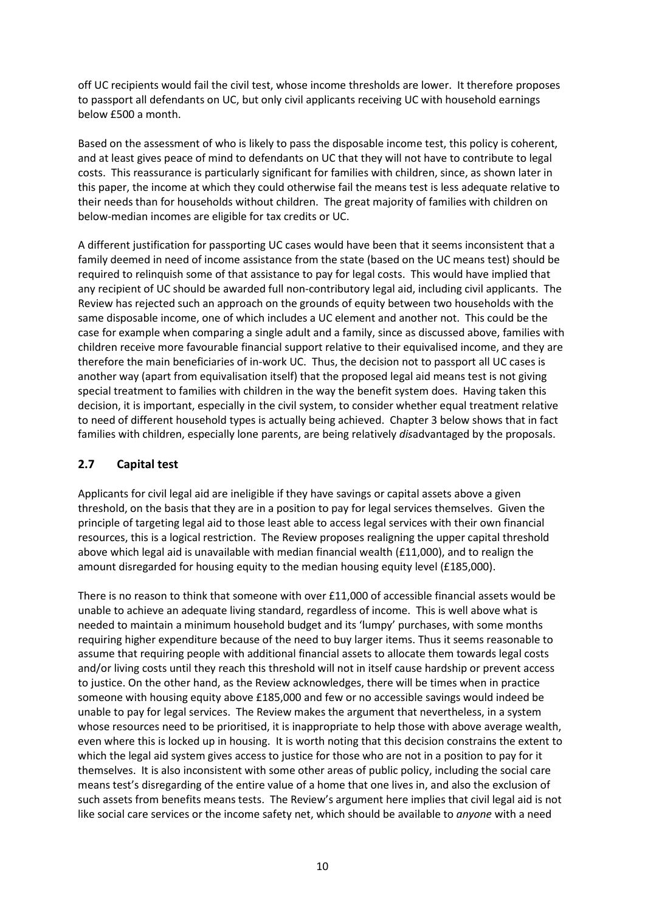off UC recipients would fail the civil test, whose income thresholds are lower. It therefore proposes to passport all defendants on UC, but only civil applicants receiving UC with household earnings below £500 a month.

Based on the assessment of who is likely to pass the disposable income test, this policy is coherent, and at least gives peace of mind to defendants on UC that they will not have to contribute to legal costs. This reassurance is particularly significant for families with children, since, as shown later in this paper, the income at which they could otherwise fail the means test is less adequate relative to their needs than for households without children. The great majority of families with children on below-median incomes are eligible for tax credits or UC.

A different justification for passporting UC cases would have been that it seems inconsistent that a family deemed in need of income assistance from the state (based on the UC means test) should be required to relinquish some of that assistance to pay for legal costs. This would have implied that any recipient of UC should be awarded full non-contributory legal aid, including civil applicants. The Review has rejected such an approach on the grounds of equity between two households with the same disposable income, one of which includes a UC element and another not. This could be the case for example when comparing a single adult and a family, since as discussed above, families with children receive more favourable financial support relative to their equivalised income, and they are therefore the main beneficiaries of in-work UC. Thus, the decision not to passport all UC cases is another way (apart from equivalisation itself) that the proposed legal aid means test is not giving special treatment to families with children in the way the benefit system does. Having taken this decision, it is important, especially in the civil system, to consider whether equal treatment relative to need of different household types is actually being achieved. Chapter 3 below shows that in fact families with children, especially lone parents, are being relatively *dis*advantaged by the proposals.

## 2.7 Capital test

Applicants for civil legal aid are ineligible if they have savings or capital assets above a given threshold, on the basis that they are in a position to pay for legal services themselves. Given the principle of targeting legal aid to those least able to access legal services with their own financial resources, this is a logical restriction. The Review proposes realigning the upper capital threshold above which legal aid is unavailable with median financial wealth (£11,000), and to realign the amount disregarded for housing equity to the median housing equity level (£185,000).

There is no reason to think that someone with over £11,000 of accessible financial assets would be unable to achieve an adequate living standard, regardless of income. This is well above what is needed to maintain a minimum household budget and its 'lumpy' purchases, with some months requiring higher expenditure because of the need to buy larger items. Thus it seems reasonable to assume that requiring people with additional financial assets to allocate them towards legal costs and/or living costs until they reach this threshold will not in itself cause hardship or prevent access to justice. On the other hand, as the Review acknowledges, there will be times when in practice someone with housing equity above £185,000 and few or no accessible savings would indeed be unable to pay for legal services. The Review makes the argument that nevertheless, in a system whose resources need to be prioritised, it is inappropriate to help those with above average wealth, even where this is locked up in housing. It is worth noting that this decision constrains the extent to which the legal aid system gives access to justice for those who are not in a position to pay for it themselves. It is also inconsistent with some other areas of public policy, including the social care means test's disregarding of the entire value of a home that one lives in, and also the exclusion of such assets from benefits means tests. The Review's argument here implies that civil legal aid is not like social care services or the income safety net, which should be available to *anyone* with a need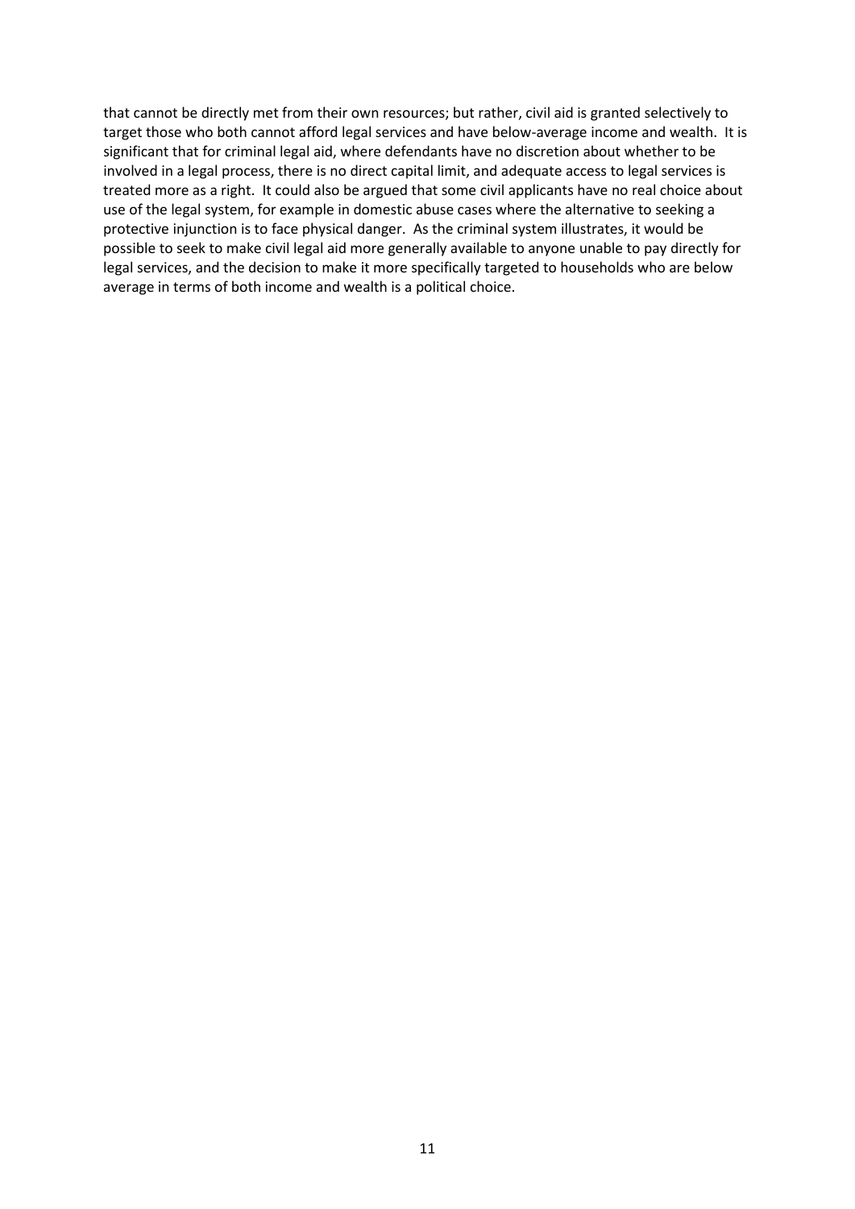that cannot be directly met from their own resources; but rather, civil aid is granted selectively to target those who both cannot afford legal services and have below-average income and wealth. It is significant that for criminal legal aid, where defendants have no discretion about whether to be involved in a legal process, there is no direct capital limit, and adequate access to legal services is treated more as a right. It could also be argued that some civil applicants have no real choice about use of the legal system, for example in domestic abuse cases where the alternative to seeking a protective injunction is to face physical danger. As the criminal system illustrates, it would be possible to seek to make civil legal aid more generally available to anyone unable to pay directly for legal services, and the decision to make it more specifically targeted to households who are below average in terms of both income and wealth is a political choice.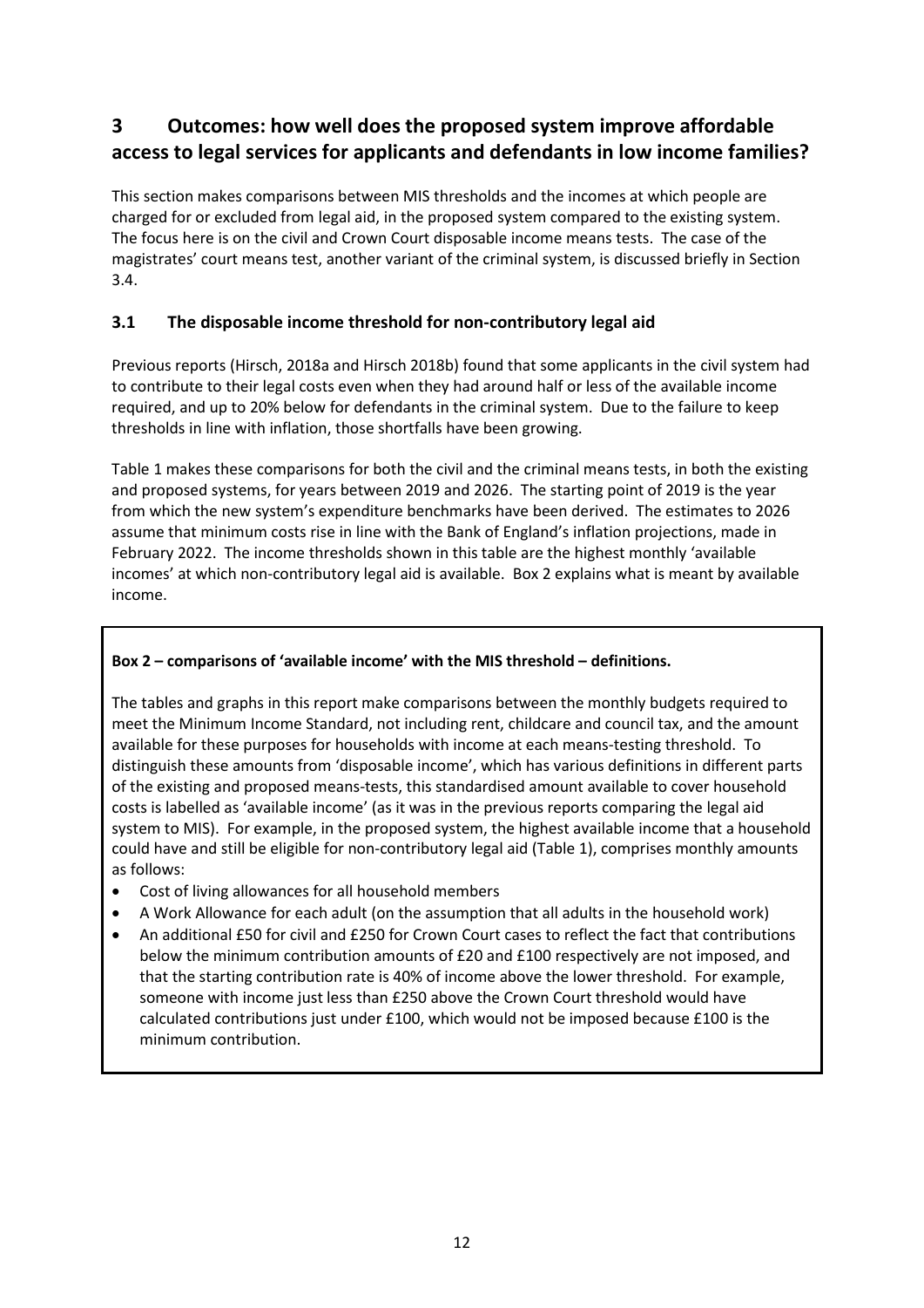## 3 Outcomes: how well does the proposed system improve affordable access to legal services for applicants and defendants in low income families?

This section makes comparisons between MIS thresholds and the incomes at which people are charged for or excluded from legal aid, in the proposed system compared to the existing system. The focus here is on the civil and Crown Court disposable income means tests. The case of the magistrates' court means test, another variant of the criminal system, is discussed briefly in Section 3.4.

### 3.1 The disposable income threshold for non-contributory legal aid

Previous reports (Hirsch, 2018a and Hirsch 2018b) found that some applicants in the civil system had to contribute to their legal costs even when they had around half or less of the available income required, and up to 20% below for defendants in the criminal system. Due to the failure to keep thresholds in line with inflation, those shortfalls have been growing.

Table 1 makes these comparisons for both the civil and the criminal means tests, in both the existing and proposed systems, for years between 2019 and 2026. The starting point of 2019 is the year from which the new system's expenditure benchmarks have been derived. The estimates to 2026 assume that minimum costs rise in line with the Bank of England's inflation projections, made in February 2022. The income thresholds shown in this table are the highest monthly 'available incomes' at which non-contributory legal aid is available. Box 2 explains what is meant by available income.

**Box 2 – comparisons of 'available income' with the MIS threshold – definitions.**

The tables and graphs in this report make comparisons between the monthly budgets required to meet the Minimum Income Standard, not including rent, childcare and council tax, and the amount available for these purposes for households with income at each means-testing threshold. To distinguish these amounts from 'disposable income', which has various definitions in different parts of the existing and proposed means-tests, this standardised amount available to cover household costs is labelled as 'available income' (as it was in the previous reports comparing the legal aid system to MIS). For example, in the proposed system, the highest available income that a household could have and still be eligible for non-contributory legal aid (Table 1), comprises monthly amounts as follows:

- Cost of living allowances for all household members
- A Work Allowance for each adult (on the assumption that all adults in the household work)
- An additional £50 for civil and £250 for Crown Court cases to reflect the fact that contributions below the minimum contribution amounts of £20 and £100 respectively are not imposed, and that the starting contribution rate is 40% of income above the lower threshold. For example, someone with income just less than £250 above the Crown Court threshold would have calculated contributions just under £100, which would not be imposed because £100 is the minimum contribution.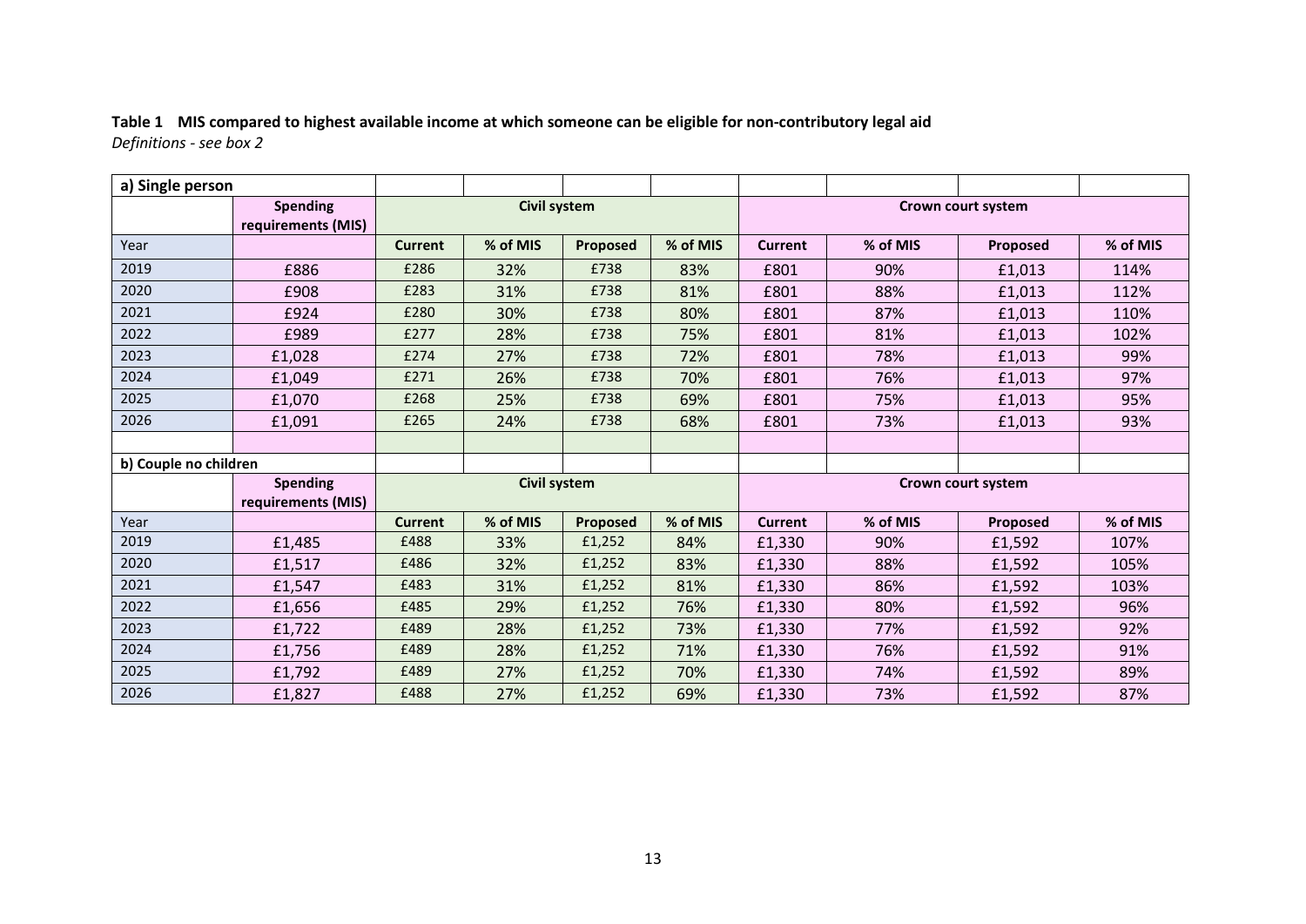**Table 1 MIS compared to highest available income at which someone can be eligible for non-contributory legal aid**

*Definitions - see box 2*

| a) Single person | | | | | | | | | |
|---|---|---|---|---|---|---|---|---|---|
| | Spending requirements (MIS) | Civil system | | | | Crown court system | | | |
| Year | | Current | % of MIS | Proposed | % of MIS | Current | % of MIS | Proposed | % of MIS |
| 2019 | £886 | £286 | 32% | £738 | 83% | £801 | 90% | £1,013 | 114% |
| 2020 | £908 | £283 | 31% | £738 | 81% | £801 | 88% | £1,013 | 112% |
| 2021 | £924 | £280 | 30% | £738 | 80% | £801 | 87% | £1,013 | 110% |
| 2022 | £989 | £277 | 28% | £738 | 75% | £801 | 81% | £1,013 | 102% |
| 2023 | £1,028 | £274 | 27% | £738 | 72% | £801 | 78% | £1,013 | 99% |
| 2024 | £1,049 | £271 | 26% | £738 | 70% | £801 | 76% | £1,013 | 97% |
| 2025 | £1,070 | £268 | 25% | £738 | 69% | £801 | 75% | £1,013 | 95% |
| 2026 | £1,091 | £265 | 24% | £738 | 68% | £801 | 73% | £1,013 | 93% |

| b) Couple no children | | | | | | | | | |
|---|---|---|---|---|---|---|---|---|---|
| | Spending requirements (MIS) | Civil system | | | | Crown court system | | | |
| Year | | Current | % of MIS | Proposed | % of MIS | Current | % of MIS | Proposed | % of MIS |
| 2019 | £1,485 | £488 | 33% | £1,252 | 84% | £1,330 | 90% | £1,592 | 107% |
| 2020 | £1,517 | £486 | 32% | £1,252 | 83% | £1,330 | 88% | £1,592 | 105% |
| 2021 | £1,547 | £483 | 31% | £1,252 | 81% | £1,330 | 86% | £1,592 | 103% |
| 2022 | £1,656 | £485 | 29% | £1,252 | 76% | £1,330 | 80% | £1,592 | 96% |
| 2023 | £1,722 | £489 | 28% | £1,252 | 73% | £1,330 | 77% | £1,592 | 92% |
| 2024 | £1,756 | £489 | 28% | £1,252 | 71% | £1,330 | 76% | £1,592 | 91% |
| 2025 | £1,792 | £489 | 27% | £1,252 | 70% | £1,330 | 74% | £1,592 | 89% |
| 2026 | £1,827 | £488 | 27% | £1,252 | 69% | £1,330 | 73% | £1,592 | 87% |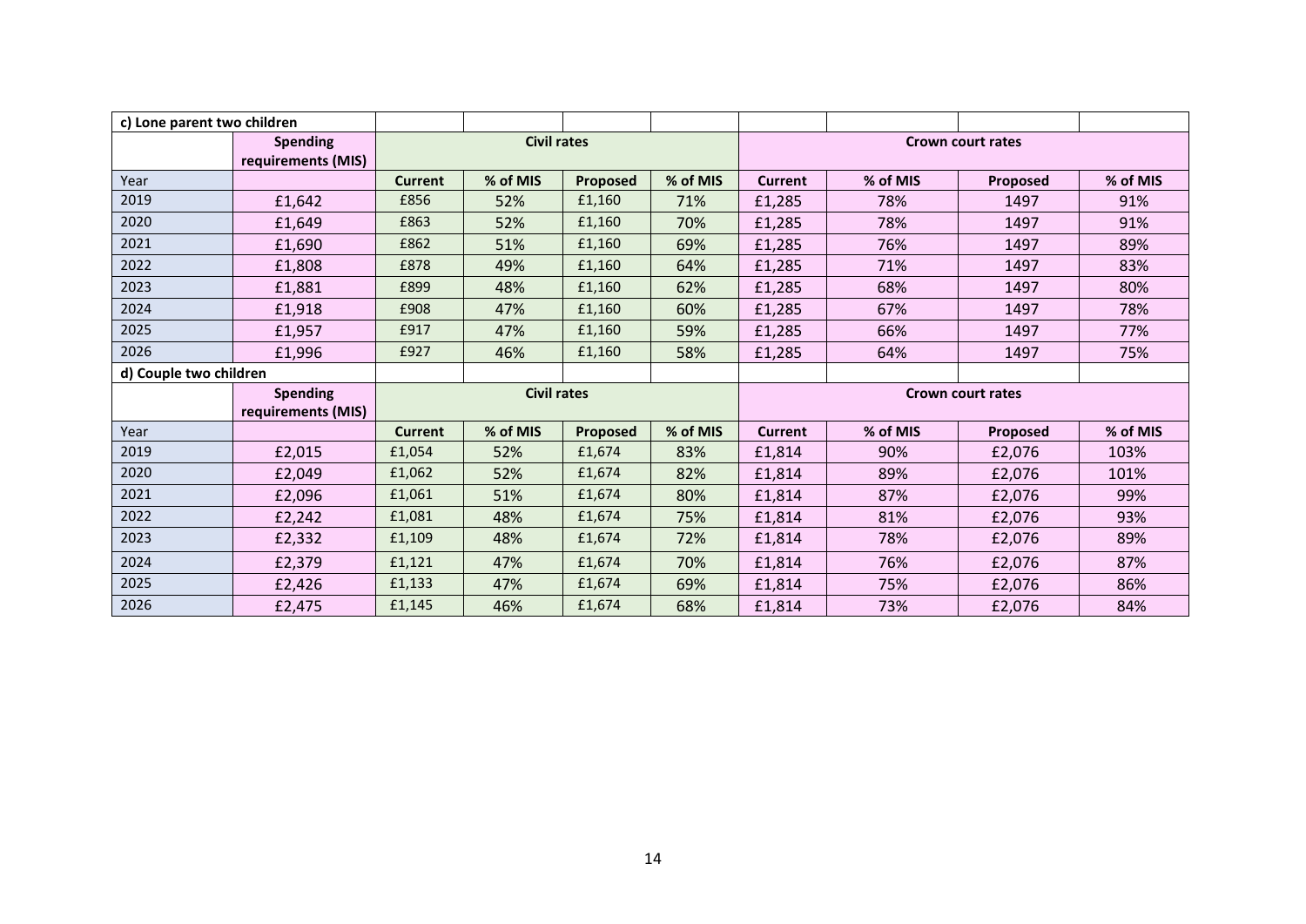| c) Lone parent two children | | | | | | | | | |
|---|---|---|---|---|---|---|---|---|---|
| | Spending requirements (MIS) | Civil rates | | | | Crown court rates | | | |
| Year | | Current | % of MIS | Proposed | % of MIS | Current | % of MIS | Proposed | % of MIS |
| 2019 | £1,642 | £856 | 52% | £1,160 | 71% | £1,285 | 78% | 1497 | 91% |
| 2020 | £1,649 | £863 | 52% | £1,160 | 70% | £1,285 | 78% | 1497 | 91% |
| 2021 | £1,690 | £862 | 51% | £1,160 | 69% | £1,285 | 76% | 1497 | 89% |
| 2022 | £1,808 | £878 | 49% | £1,160 | 64% | £1,285 | 71% | 1497 | 83% |
| 2023 | £1,881 | £899 | 48% | £1,160 | 62% | £1,285 | 68% | 1497 | 80% |
| 2024 | £1,918 | £908 | 47% | £1,160 | 60% | £1,285 | 67% | 1497 | 78% |
| 2025 | £1,957 | £917 | 47% | £1,160 | 59% | £1,285 | 66% | 1497 | 77% |
| 2026 | £1,996 | £927 | 46% | £1,160 | 58% | £1,285 | 64% | 1497 | 75% |
| d) Couple two children | | | | | | | | | |
| | Spending requirements (MIS) | Civil rates | | | | Crown court rates | | | |
| Year | | Current | % of MIS | Proposed | % of MIS | Current | % of MIS | Proposed | % of MIS |
| 2019 | £2,015 | £1,054 | 52% | £1,674 | 83% | £1,814 | 90% | £2,076 | 103% |
| 2020 | £2,049 | £1,062 | 52% | £1,674 | 82% | £1,814 | 89% | £2,076 | 101% |
| 2021 | £2,096 | £1,061 | 51% | £1,674 | 80% | £1,814 | 87% | £2,076 | 99% |
| 2022 | £2,242 | £1,081 | 48% | £1,674 | 75% | £1,814 | 81% | £2,076 | 93% |
| 2023 | £2,332 | £1,109 | 48% | £1,674 | 72% | £1,814 | 78% | £2,076 | 89% |
| 2024 | £2,379 | £1,121 | 47% | £1,674 | 70% | £1,814 | 76% | £2,076 | 87% |
| 2025 | £2,426 | £1,133 | 47% | £1,674 | 69% | £1,814 | 75% | £2,076 | 86% |
| 2026 | £2,475 | £1,145 | 46% | £1,674 | 68% | £1,814 | 73% | £2,076 | 84% |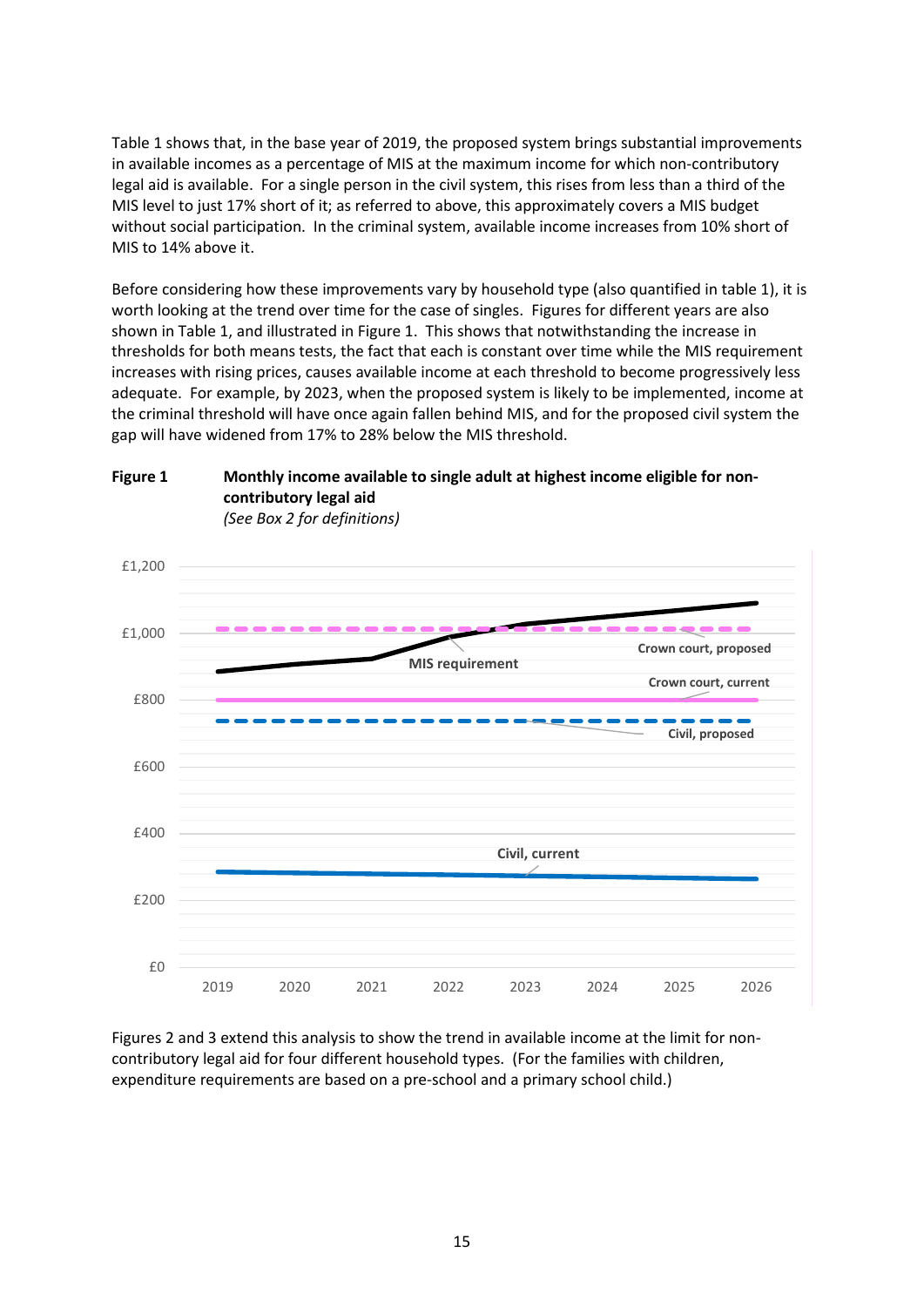Table 1 shows that, in the base year of 2019, the proposed system brings substantial improvements in available incomes as a percentage of MIS at the maximum income for which non-contributory legal aid is available. For a single person in the civil system, this rises from less than a third of the MIS level to just 17% short of it; as referred to above, this approximately covers a MIS budget without social participation. In the criminal system, available income increases from 10% short of MIS to 14% above it.

Before considering how these improvements vary by household type (also quantified in table 1), it is worth looking at the trend over time for the case of singles. Figures for different years are also shown in Table 1, and illustrated in Figure 1. This shows that notwithstanding the increase in thresholds for both means tests, the fact that each is constant over time while the MIS requirement increases with rising prices, causes available income at each threshold to become progressively less adequate. For example, by 2023, when the proposed system is likely to be implemented, income at the criminal threshold will have once again fallen behind MIS, and for the proposed civil system the gap will have widened from 17% to 28% below the MIS threshold.

**Figure 1** **Monthly income available to single adult at highest income eligible for non-contributory legal aid**
*(See Box 2 for definitions)*

Figures 2 and 3 extend this analysis to show the trend in available income at the limit for non-contributory legal aid for four different household types. (For the families with children, expenditure requirements are based on a pre-school and a primary school child.)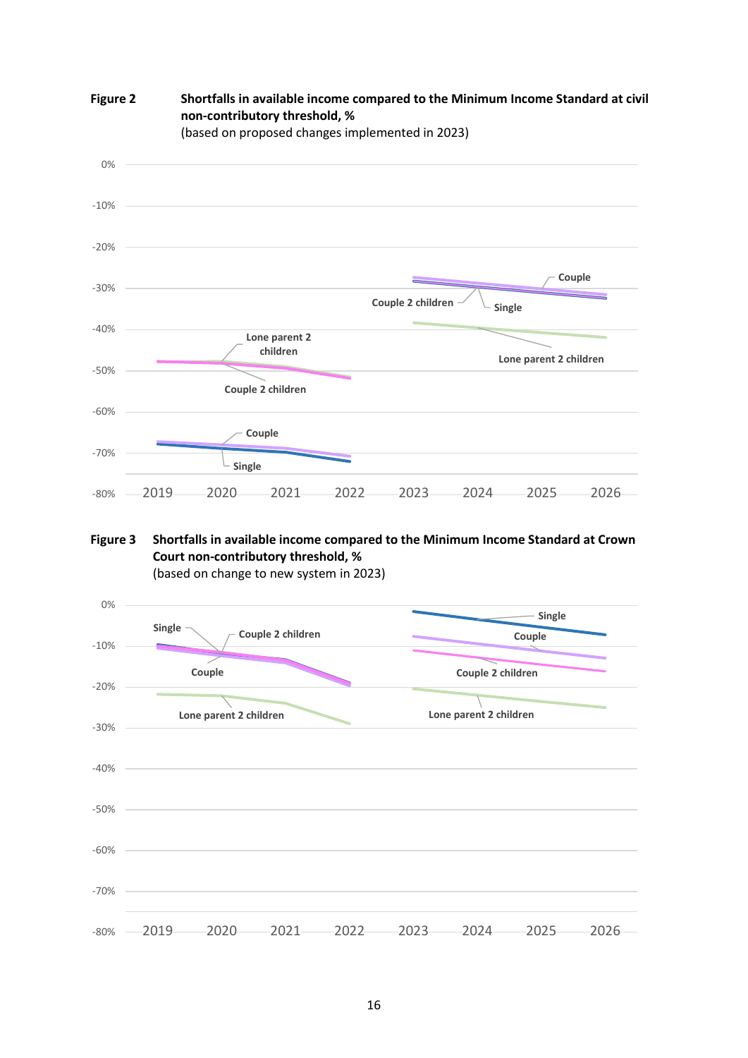**Figure 2** **Shortfalls in available income compared to the Minimum Income Standard at civil non-contributory threshold, %**
(based on proposed changes implemented in 2023)

**Figure 3** **Shortfalls in available income compared to the Minimum Income Standard at Crown Court non-contributory threshold, %**
(based on change to new system in 2023)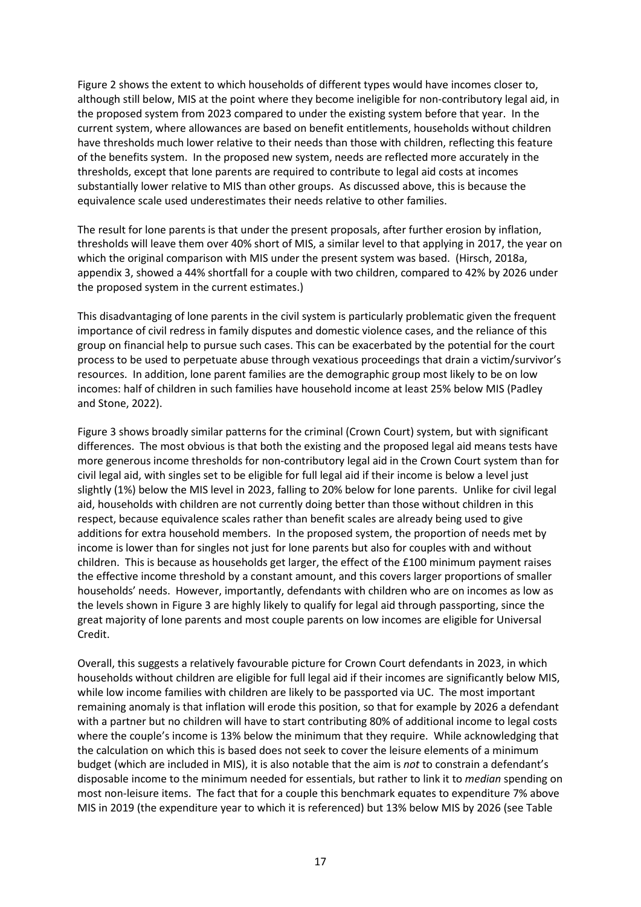Figure 2 shows the extent to which households of different types would have incomes closer to, although still below, MIS at the point where they become ineligible for non-contributory legal aid, in the proposed system from 2023 compared to under the existing system before that year. In the current system, where allowances are based on benefit entitlements, households without children have thresholds much lower relative to their needs than those with children, reflecting this feature of the benefits system. In the proposed new system, needs are reflected more accurately in the thresholds, except that lone parents are required to contribute to legal aid costs at incomes substantially lower relative to MIS than other groups. As discussed above, this is because the equivalence scale used underestimates their needs relative to other families.

The result for lone parents is that under the present proposals, after further erosion by inflation, thresholds will leave them over 40% short of MIS, a similar level to that applying in 2017, the year on which the original comparison with MIS under the present system was based. (Hirsch, 2018a, appendix 3, showed a 44% shortfall for a couple with two children, compared to 42% by 2026 under the proposed system in the current estimates.)

This disadvantaging of lone parents in the civil system is particularly problematic given the frequent importance of civil redress in family disputes and domestic violence cases, and the reliance of this group on financial help to pursue such cases. This can be exacerbated by the potential for the court process to be used to perpetuate abuse through vexatious proceedings that drain a victim/survivor's resources. In addition, lone parent families are the demographic group most likely to be on low incomes: half of children in such families have household income at least 25% below MIS (Padley and Stone, 2022).

Figure 3 shows broadly similar patterns for the criminal (Crown Court) system, but with significant differences. The most obvious is that both the existing and the proposed legal aid means tests have more generous income thresholds for non-contributory legal aid in the Crown Court system than for civil legal aid, with singles set to be eligible for full legal aid if their income is below a level just slightly (1%) below the MIS level in 2023, falling to 20% below for lone parents. Unlike for civil legal aid, households with children are not currently doing better than those without children in this respect, because equivalence scales rather than benefit scales are already being used to give additions for extra household members. In the proposed system, the proportion of needs met by income is lower than for singles not just for lone parents but also for couples with and without children. This is because as households get larger, the effect of the £100 minimum payment raises the effective income threshold by a constant amount, and this covers larger proportions of smaller households' needs. However, importantly, defendants with children who are on incomes as low as the levels shown in Figure 3 are highly likely to qualify for legal aid through passporting, since the great majority of lone parents and most couple parents on low incomes are eligible for Universal Credit.

Overall, this suggests a relatively favourable picture for Crown Court defendants in 2023, in which households without children are eligible for full legal aid if their incomes are significantly below MIS, while low income families with children are likely to be passported via UC. The most important remaining anomaly is that inflation will erode this position, so that for example by 2026 a defendant with a partner but no children will have to start contributing 80% of additional income to legal costs where the couple's income is 13% below the minimum that they require. While acknowledging that the calculation on which this is based does not seek to cover the leisure elements of a minimum budget (which are included in MIS), it is also notable that the aim is *not* to constrain a defendant's disposable income to the minimum needed for essentials, but rather to link it to *median* spending on most non-leisure items. The fact that for a couple this benchmark equates to expenditure 7% above MIS in 2019 (the expenditure year to which it is referenced) but 13% below MIS by 2026 (see Table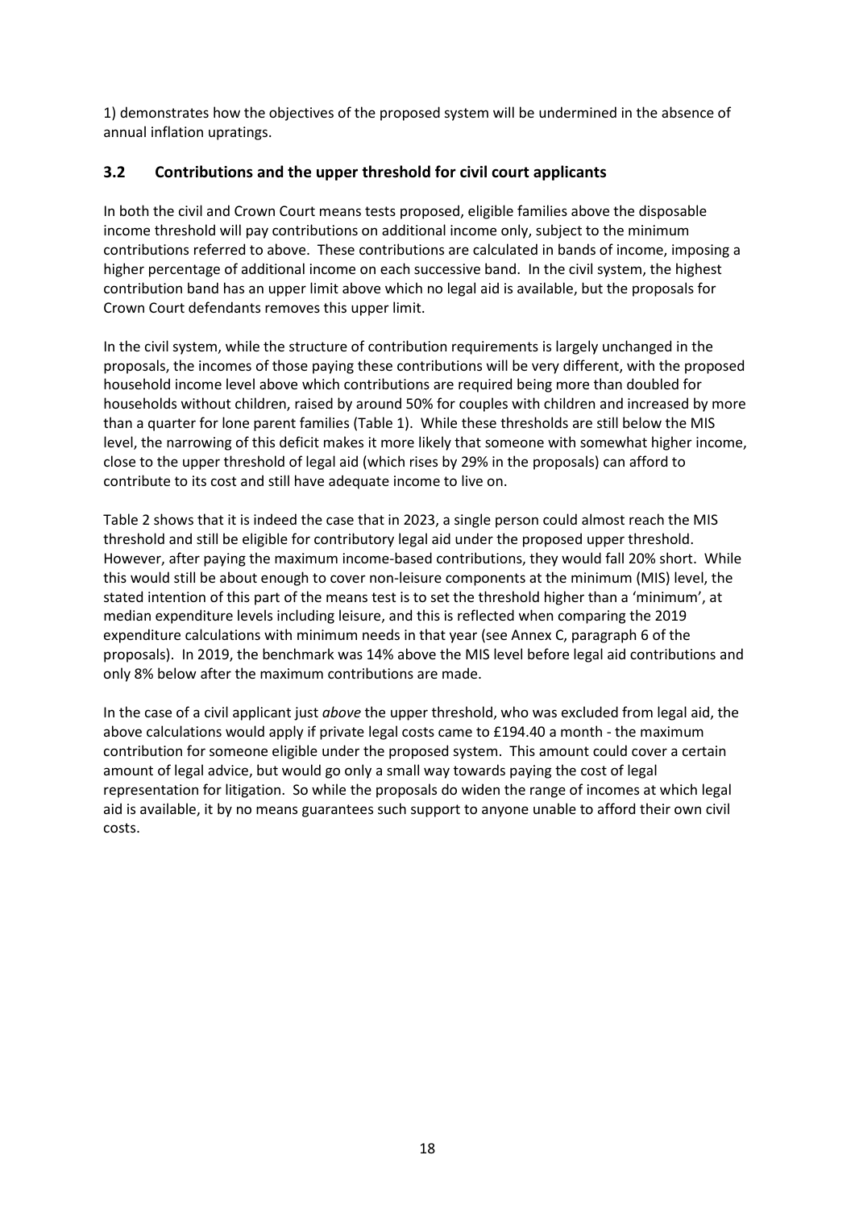1) demonstrates how the objectives of the proposed system will be undermined in the absence of annual inflation upratings.

### 3.2 Contributions and the upper threshold for civil court applicants

In both the civil and Crown Court means tests proposed, eligible families above the disposable income threshold will pay contributions on additional income only, subject to the minimum contributions referred to above. These contributions are calculated in bands of income, imposing a higher percentage of additional income on each successive band. In the civil system, the highest contribution band has an upper limit above which no legal aid is available, but the proposals for Crown Court defendants removes this upper limit.

In the civil system, while the structure of contribution requirements is largely unchanged in the proposals, the incomes of those paying these contributions will be very different, with the proposed household income level above which contributions are required being more than doubled for households without children, raised by around 50% for couples with children and increased by more than a quarter for lone parent families (Table 1). While these thresholds are still below the MIS level, the narrowing of this deficit makes it more likely that someone with somewhat higher income, close to the upper threshold of legal aid (which rises by 29% in the proposals) can afford to contribute to its cost and still have adequate income to live on.

Table 2 shows that it is indeed the case that in 2023, a single person could almost reach the MIS threshold and still be eligible for contributory legal aid under the proposed upper threshold. However, after paying the maximum income-based contributions, they would fall 20% short. While this would still be about enough to cover non-leisure components at the minimum (MIS) level, the stated intention of this part of the means test is to set the threshold higher than a 'minimum', at median expenditure levels including leisure, and this is reflected when comparing the 2019 expenditure calculations with minimum needs in that year (see Annex C, paragraph 6 of the proposals). In 2019, the benchmark was 14% above the MIS level before legal aid contributions and only 8% below after the maximum contributions are made.

In the case of a civil applicant just *above* the upper threshold, who was excluded from legal aid, the above calculations would apply if private legal costs came to £194.40 a month - the maximum contribution for someone eligible under the proposed system. This amount could cover a certain amount of legal advice, but would go only a small way towards paying the cost of legal representation for litigation. So while the proposals do widen the range of incomes at which legal aid is available, it by no means guarantees such support to anyone unable to afford their own civil costs.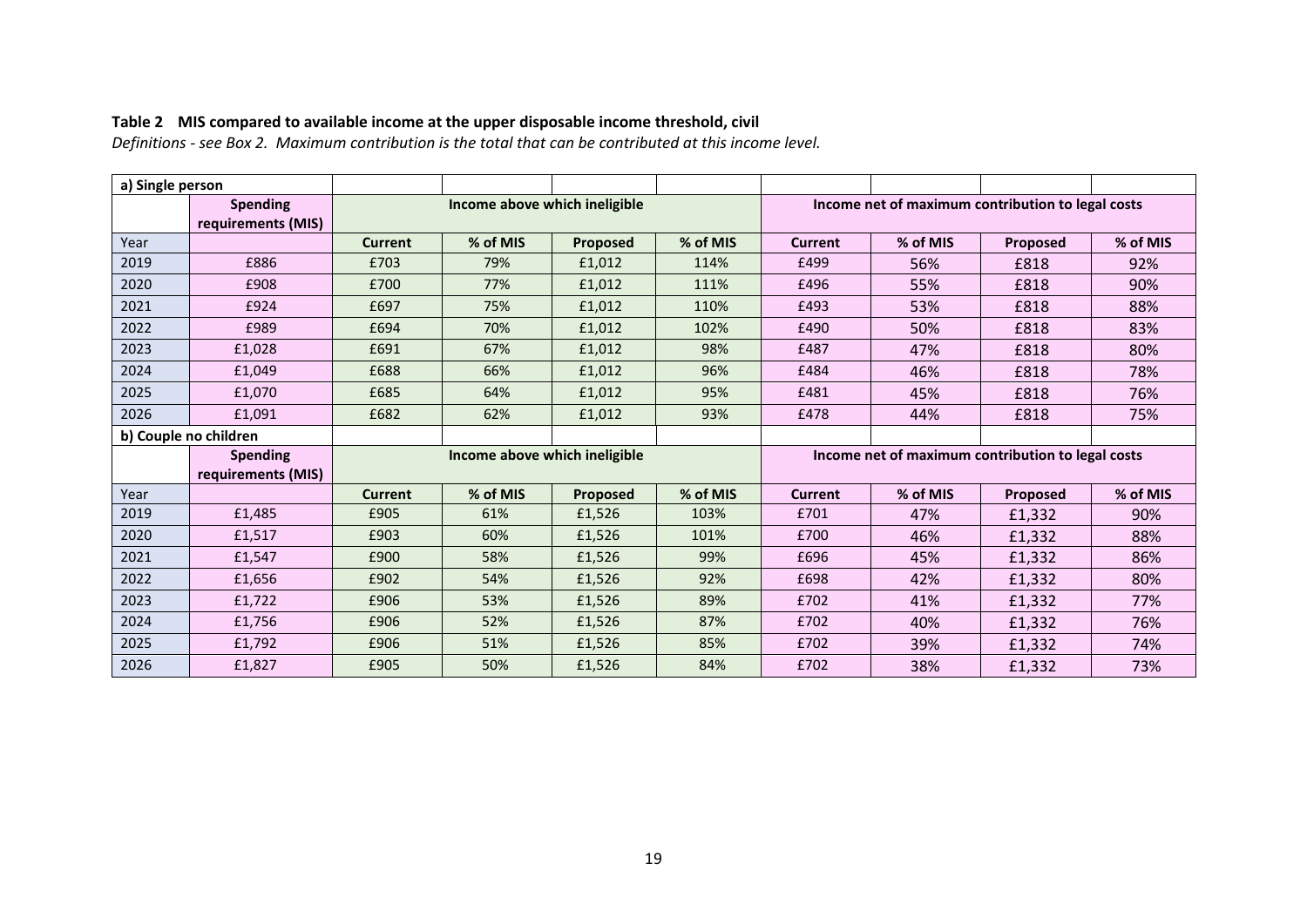**Table 2 MIS compared to available income at the upper disposable income threshold, civil**

*Definitions - see Box 2. Maximum contribution is the total that can be contributed at this income level.*

| a) Single person | | | | | | | | | |
|---|---|---|---|---|---|---|---|---|---|
| | **Spending requirements (MIS)** | **Income above which ineligible** | | | | **Income net of maximum contribution to legal costs** | | | |
| Year | | **Current** | **% of MIS** | **Proposed** | **% of MIS** | **Current** | **% of MIS** | **Proposed** | **% of MIS** |
| 2019 | £886 | £703 | 79% | £1,012 | 114% | £499 | 56% | £818 | 92% |
| 2020 | £908 | £700 | 77% | £1,012 | 111% | £496 | 55% | £818 | 90% |
| 2021 | £924 | £697 | 75% | £1,012 | 110% | £493 | 53% | £818 | 88% |
| 2022 | £989 | £694 | 70% | £1,012 | 102% | £490 | 50% | £818 | 83% |
| 2023 | £1,028 | £691 | 67% | £1,012 | 98% | £487 | 47% | £818 | 80% |
| 2024 | £1,049 | £688 | 66% | £1,012 | 96% | £484 | 46% | £818 | 78% |
| 2025 | £1,070 | £685 | 64% | £1,012 | 95% | £481 | 45% | £818 | 76% |
| 2026 | £1,091 | £682 | 62% | £1,012 | 93% | £478 | 44% | £818 | 75% |
| **b) Couple no children** | | | | | | | | | |
| | **Spending requirements (MIS)** | **Income above which ineligible** | | | | **Income net of maximum contribution to legal costs** | | | |
| Year | | **Current** | **% of MIS** | **Proposed** | **% of MIS** | **Current** | **% of MIS** | **Proposed** | **% of MIS** |
| 2019 | £1,485 | £905 | 61% | £1,526 | 103% | £701 | 47% | £1,332 | 90% |
| 2020 | £1,517 | £903 | 60% | £1,526 | 101% | £700 | 46% | £1,332 | 88% |
| 2021 | £1,547 | £900 | 58% | £1,526 | 99% | £696 | 45% | £1,332 | 86% |
| 2022 | £1,656 | £902 | 54% | £1,526 | 92% | £698 | 42% | £1,332 | 80% |
| 2023 | £1,722 | £906 | 53% | £1,526 | 89% | £702 | 41% | £1,332 | 77% |
| 2024 | £1,756 | £906 | 52% | £1,526 | 87% | £702 | 40% | £1,332 | 76% |
| 2025 | £1,792 | £906 | 51% | £1,526 | 85% | £702 | 39% | £1,332 | 74% |
| 2026 | £1,827 | £905 | 50% | £1,526 | 84% | £702 | 38% | £1,332 | 73% |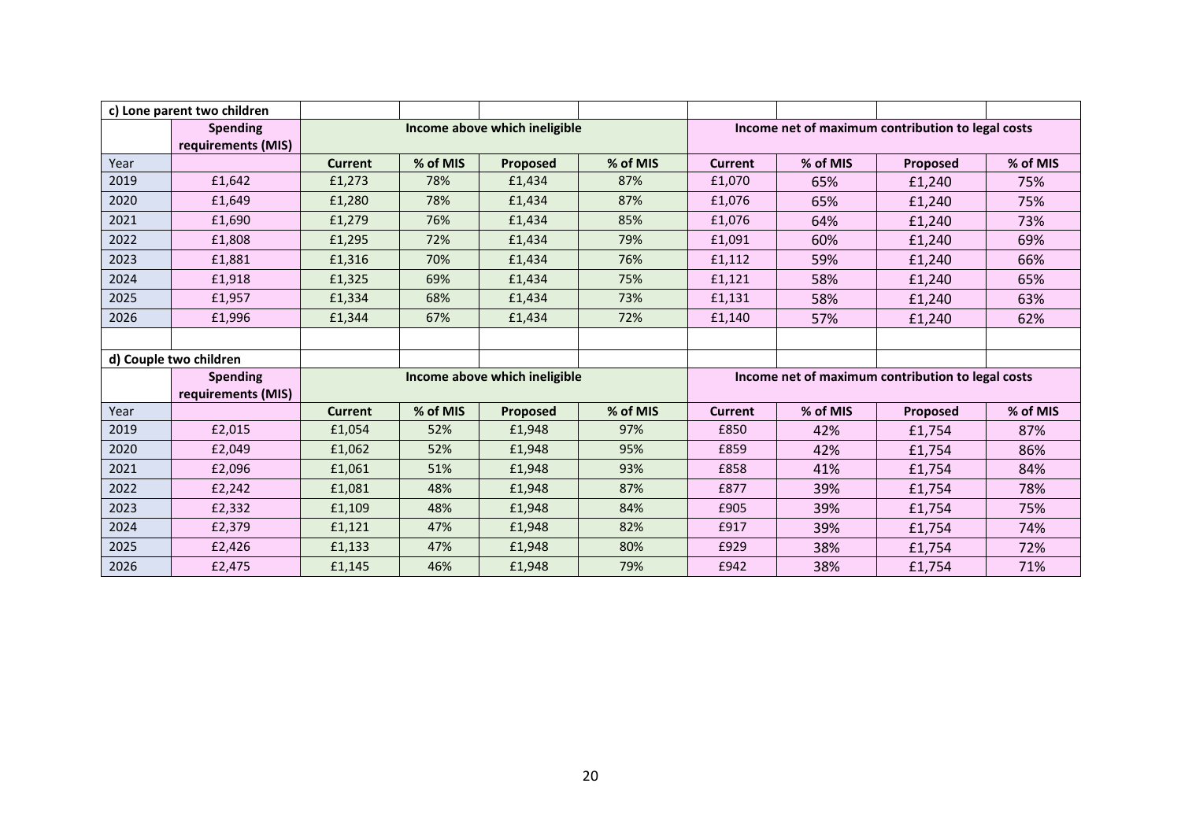| c) Lone parent two children | | | | | | | | | |
|---|---|---|---|---|---|---|---|---|---|
| | Spending requirements (MIS) | Income above which ineligible | | | | Income net of maximum contribution to legal costs | | | |
| Year | | Current | % of MIS | Proposed | % of MIS | Current | % of MIS | Proposed | % of MIS |
| 2019 | £1,642 | £1,273 | 78% | £1,434 | 87% | £1,070 | 65% | £1,240 | 75% |
| 2020 | £1,649 | £1,280 | 78% | £1,434 | 87% | £1,076 | 65% | £1,240 | 75% |
| 2021 | £1,690 | £1,279 | 76% | £1,434 | 85% | £1,076 | 64% | £1,240 | 73% |
| 2022 | £1,808 | £1,295 | 72% | £1,434 | 79% | £1,091 | 60% | £1,240 | 69% |
| 2023 | £1,881 | £1,316 | 70% | £1,434 | 76% | £1,112 | 59% | £1,240 | 66% |
| 2024 | £1,918 | £1,325 | 69% | £1,434 | 75% | £1,121 | 58% | £1,240 | 65% |
| 2025 | £1,957 | £1,334 | 68% | £1,434 | 73% | £1,131 | 58% | £1,240 | 63% |
| 2026 | £1,996 | £1,344 | 67% | £1,434 | 72% | £1,140 | 57% | £1,240 | 62% |

| d) Couple two children | | | | | | | | | |
|---|---|---|---|---|---|---|---|---|---|
| | Spending requirements (MIS) | Income above which ineligible | | | | Income net of maximum contribution to legal costs | | | |
| Year | | Current | % of MIS | Proposed | % of MIS | Current | % of MIS | Proposed | % of MIS |
| 2019 | £2,015 | £1,054 | 52% | £1,948 | 97% | £850 | 42% | £1,754 | 87% |
| 2020 | £2,049 | £1,062 | 52% | £1,948 | 95% | £859 | 42% | £1,754 | 86% |
| 2021 | £2,096 | £1,061 | 51% | £1,948 | 93% | £858 | 41% | £1,754 | 84% |
| 2022 | £2,242 | £1,081 | 48% | £1,948 | 87% | £877 | 39% | £1,754 | 78% |
| 2023 | £2,332 | £1,109 | 48% | £1,948 | 84% | £905 | 39% | £1,754 | 75% |
| 2024 | £2,379 | £1,121 | 47% | £1,948 | 82% | £917 | 39% | £1,754 | 74% |
| 2025 | £2,426 | £1,133 | 47% | £1,948 | 80% | £929 | 38% | £1,754 | 72% |
| 2026 | £2,475 | £1,145 | 46% | £1,948 | 79% | £942 | 38% | £1,754 | 71% |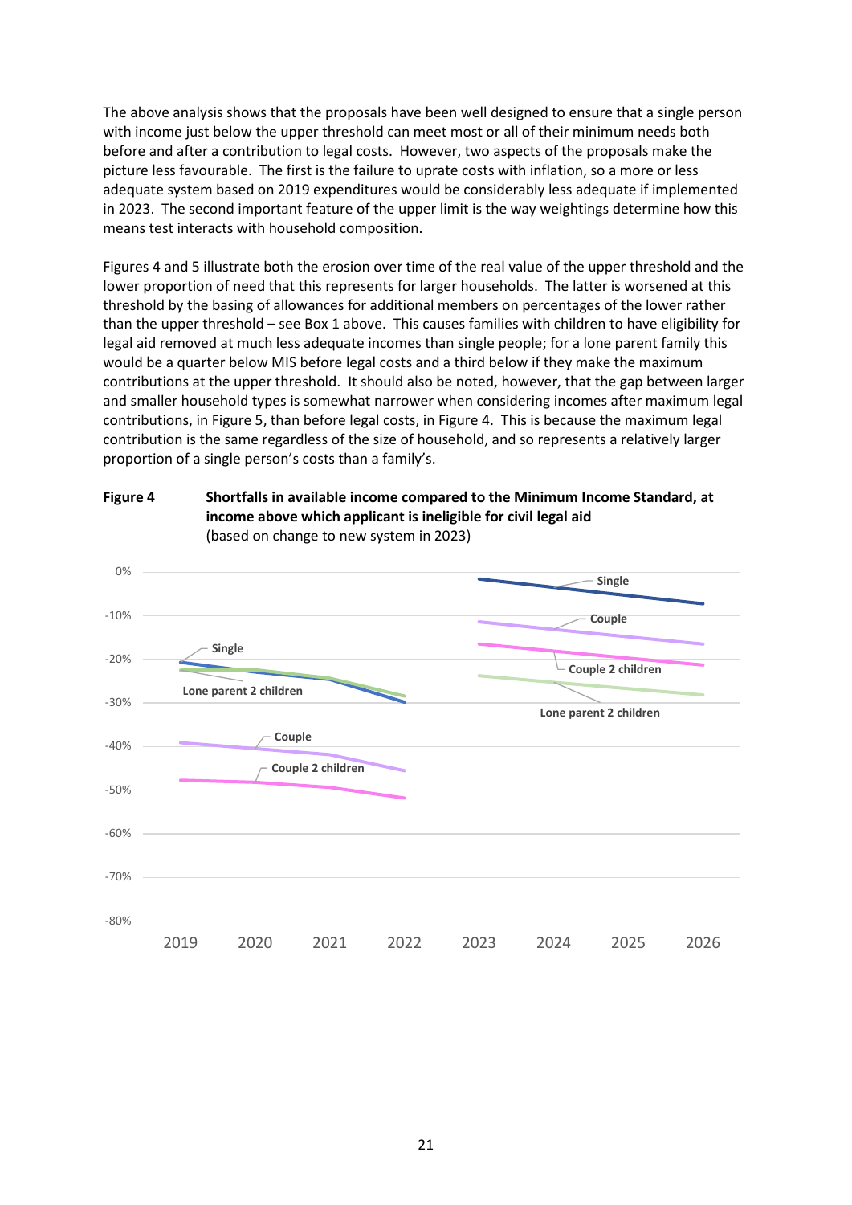The above analysis shows that the proposals have been well designed to ensure that a single person with income just below the upper threshold can meet most or all of their minimum needs both before and after a contribution to legal costs. However, two aspects of the proposals make the picture less favourable. The first is the failure to uprate costs with inflation, so a more or less adequate system based on 2019 expenditures would be considerably less adequate if implemented in 2023. The second important feature of the upper limit is the way weightings determine how this means test interacts with household composition.

Figures 4 and 5 illustrate both the erosion over time of the real value of the upper threshold and the lower proportion of need that this represents for larger households. The latter is worsened at this threshold by the basing of allowances for additional members on percentages of the lower rather than the upper threshold – see Box 1 above. This causes families with children to have eligibility for legal aid removed at much less adequate incomes than single people; for a lone parent family this would be a quarter below MIS before legal costs and a third below if they make the maximum contributions at the upper threshold. It should also be noted, however, that the gap between larger and smaller household types is somewhat narrower when considering incomes after maximum legal contributions, in Figure 5, than before legal costs, in Figure 4. This is because the maximum legal contribution is the same regardless of the size of household, and so represents a relatively larger proportion of a single person's costs than a family's.

**Figure 4 Shortfalls in available income compared to the Minimum Income Standard, at income above which applicant is ineligible for civil legal aid**
(based on change to new system in 2023)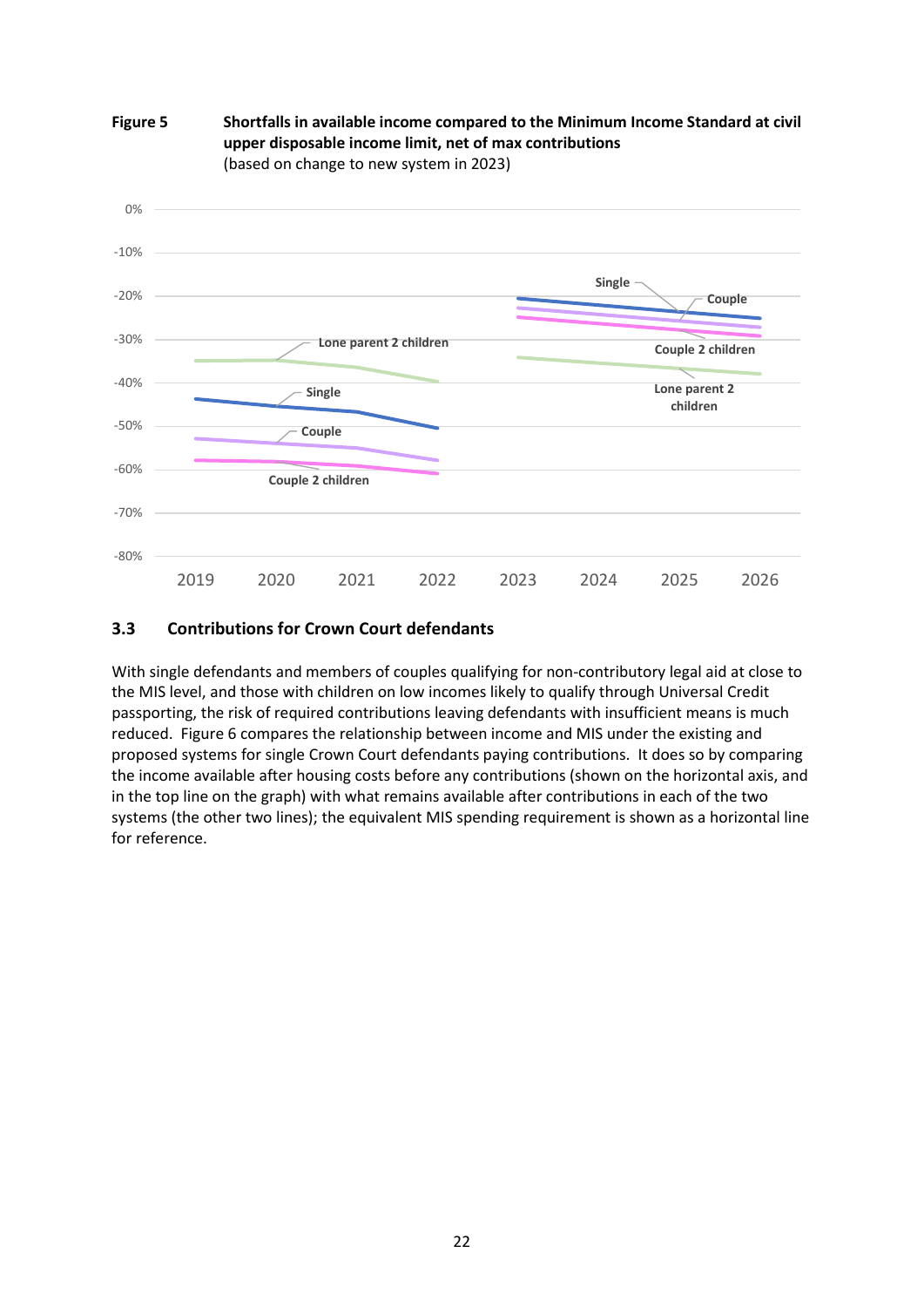**Figure 5 Shortfalls in available income compared to the Minimum Income Standard at civil upper disposable income limit, net of max contributions**
(based on change to new system in 2023)

### 3.3 Contributions for Crown Court defendants

With single defendants and members of couples qualifying for non-contributory legal aid at close to the MIS level, and those with children on low incomes likely to qualify through Universal Credit passporting, the risk of required contributions leaving defendants with insufficient means is much reduced. Figure 6 compares the relationship between income and MIS under the existing and proposed systems for single Crown Court defendants paying contributions. It does so by comparing the income available after housing costs before any contributions (shown on the horizontal axis, and in the top line on the graph) with what remains available after contributions in each of the two systems (the other two lines); the equivalent MIS spending requirement is shown as a horizontal line for reference.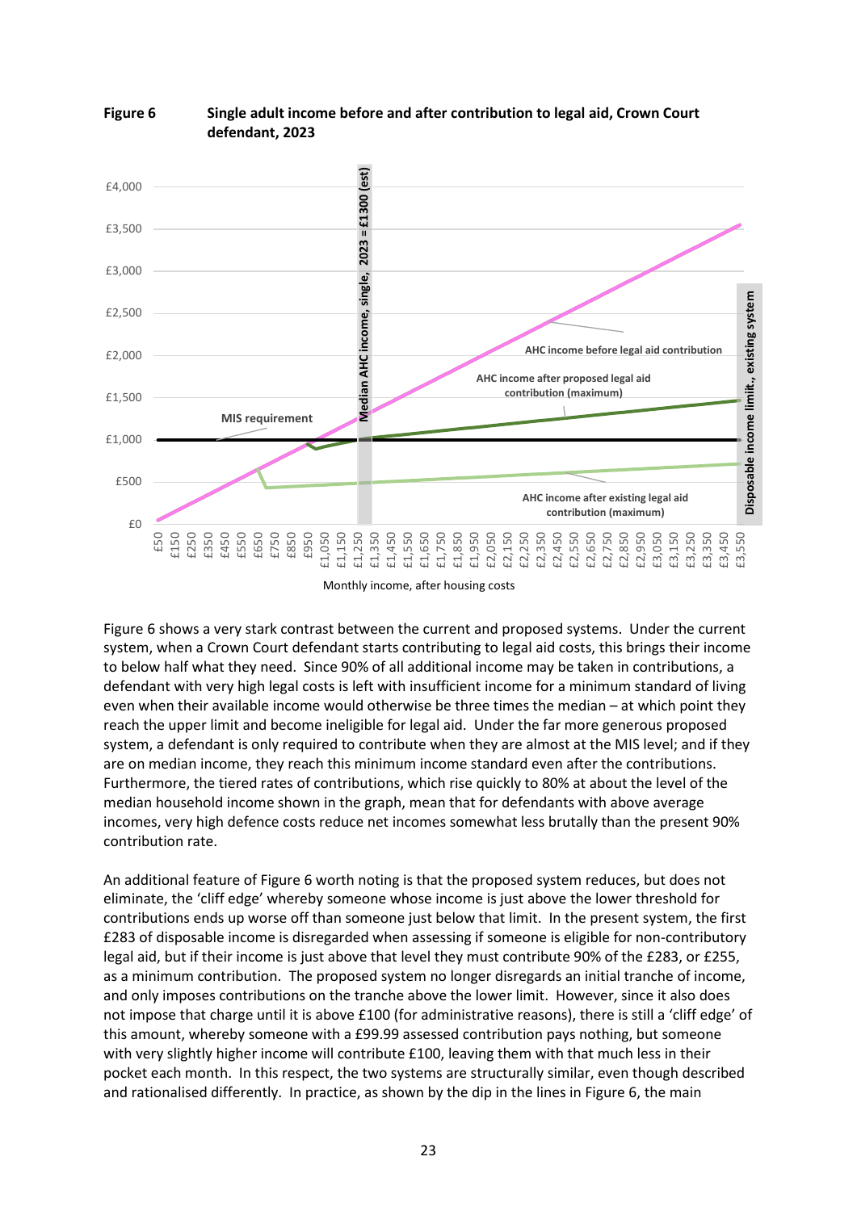**Figure 6** **Single adult income before and after contribution to legal aid, Crown Court defendant, 2023**

Figure 6 shows a very stark contrast between the current and proposed systems. Under the current system, when a Crown Court defendant starts contributing to legal aid costs, this brings their income to below half what they need. Since 90% of all additional income may be taken in contributions, a defendant with very high legal costs is left with insufficient income for a minimum standard of living even when their available income would otherwise be three times the median – at which point they reach the upper limit and become ineligible for legal aid. Under the far more generous proposed system, a defendant is only required to contribute when they are almost at the MIS level; and if they are on median income, they reach this minimum income standard even after the contributions. Furthermore, the tiered rates of contributions, which rise quickly to 80% at about the level of the median household income shown in the graph, mean that for defendants with above average incomes, very high defence costs reduce net incomes somewhat less brutally than the present 90% contribution rate.

An additional feature of Figure 6 worth noting is that the proposed system reduces, but does not eliminate, the 'cliff edge' whereby someone whose income is just above the lower threshold for contributions ends up worse off than someone just below that limit. In the present system, the first £283 of disposable income is disregarded when assessing if someone is eligible for non-contributory legal aid, but if their income is just above that level they must contribute 90% of the £283, or £255, as a minimum contribution. The proposed system no longer disregards an initial tranche of income, and only imposes contributions on the tranche above the lower limit. However, since it also does not impose that charge until it is above £100 (for administrative reasons), there is still a 'cliff edge' of this amount, whereby someone with a £99.99 assessed contribution pays nothing, but someone with very slightly higher income will contribute £100, leaving them with that much less in their pocket each month. In this respect, the two systems are structurally similar, even though described and rationalised differently. In practice, as shown by the dip in the lines in Figure 6, the main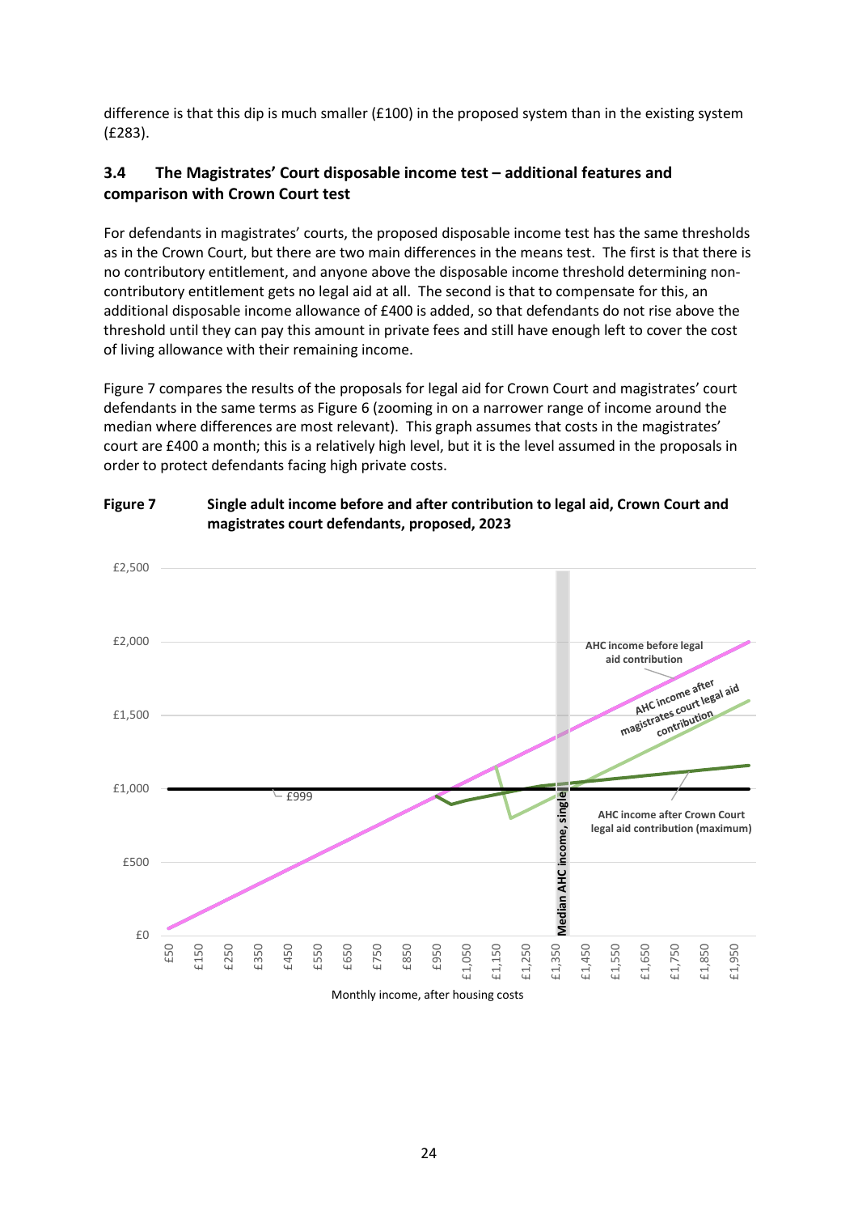difference is that this dip is much smaller (£100) in the proposed system than in the existing system (£283).

### 3.4 The Magistrates' Court disposable income test – additional features and comparison with Crown Court test

For defendants in magistrates' courts, the proposed disposable income test has the same thresholds as in the Crown Court, but there are two main differences in the means test. The first is that there is no contributory entitlement, and anyone above the disposable income threshold determining non-contributory entitlement gets no legal aid at all. The second is that to compensate for this, an additional disposable income allowance of £400 is added, so that defendants do not rise above the threshold until they can pay this amount in private fees and still have enough left to cover the cost of living allowance with their remaining income.

Figure 7 compares the results of the proposals for legal aid for Crown Court and magistrates' court defendants in the same terms as Figure 6 (zooming in on a narrower range of income around the median where differences are most relevant). This graph assumes that costs in the magistrates' court are £400 a month; this is a relatively high level, but it is the level assumed in the proposals in order to protect defendants facing high private costs.

**Figure 7 Single adult income before and after contribution to legal aid, Crown Court and magistrates court defendants, proposed, 2023**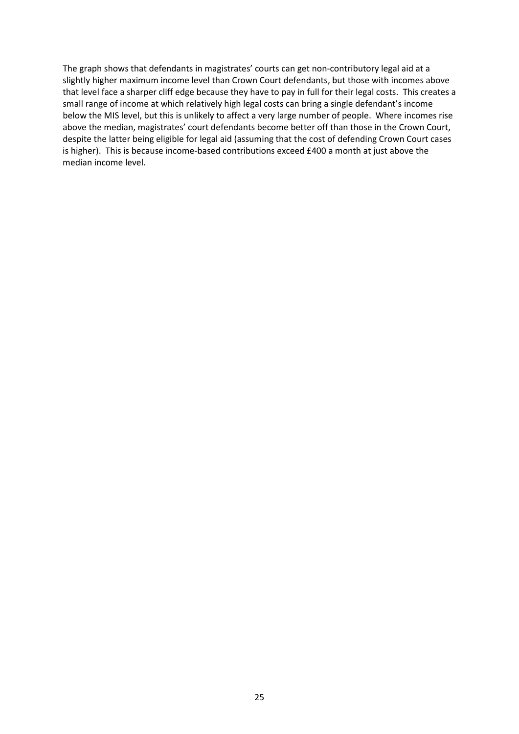The graph shows that defendants in magistrates' courts can get non-contributory legal aid at a slightly higher maximum income level than Crown Court defendants, but those with incomes above that level face a sharper cliff edge because they have to pay in full for their legal costs. This creates a small range of income at which relatively high legal costs can bring a single defendant's income below the MIS level, but this is unlikely to affect a very large number of people. Where incomes rise above the median, magistrates' court defendants become better off than those in the Crown Court, despite the latter being eligible for legal aid (assuming that the cost of defending Crown Court cases is higher). This is because income-based contributions exceed £400 a month at just above the median income level.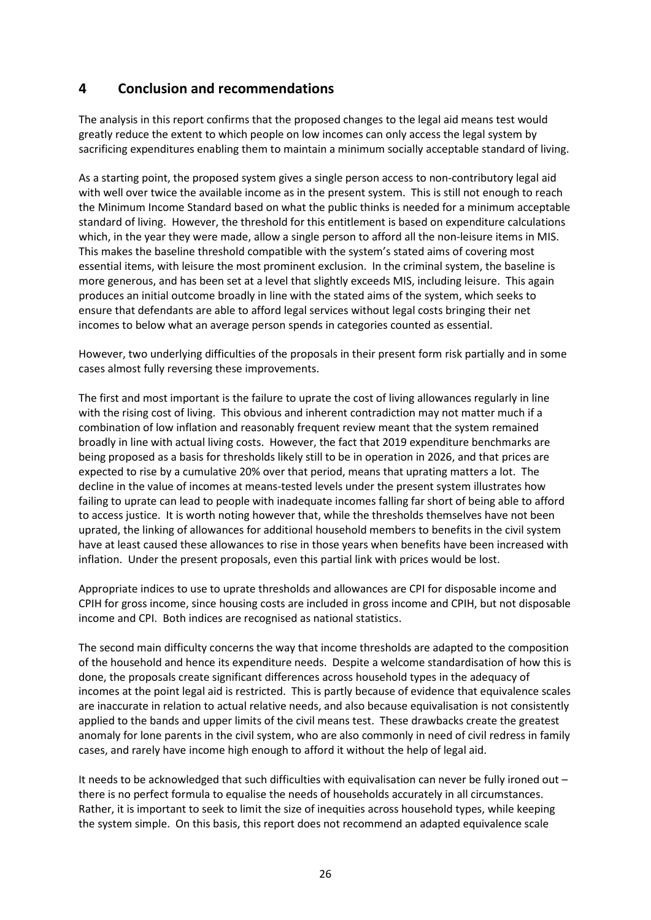## 4 Conclusion and recommendations

The analysis in this report confirms that the proposed changes to the legal aid means test would greatly reduce the extent to which people on low incomes can only access the legal system by sacrificing expenditures enabling them to maintain a minimum socially acceptable standard of living.

As a starting point, the proposed system gives a single person access to non-contributory legal aid with well over twice the available income as in the present system. This is still not enough to reach the Minimum Income Standard based on what the public thinks is needed for a minimum acceptable standard of living. However, the threshold for this entitlement is based on expenditure calculations which, in the year they were made, allow a single person to afford all the non-leisure items in MIS. This makes the baseline threshold compatible with the system's stated aims of covering most essential items, with leisure the most prominent exclusion. In the criminal system, the baseline is more generous, and has been set at a level that slightly exceeds MIS, including leisure. This again produces an initial outcome broadly in line with the stated aims of the system, which seeks to ensure that defendants are able to afford legal services without legal costs bringing their net incomes to below what an average person spends in categories counted as essential.

However, two underlying difficulties of the proposals in their present form risk partially and in some cases almost fully reversing these improvements.

The first and most important is the failure to uprate the cost of living allowances regularly in line with the rising cost of living. This obvious and inherent contradiction may not matter much if a combination of low inflation and reasonably frequent review meant that the system remained broadly in line with actual living costs. However, the fact that 2019 expenditure benchmarks are being proposed as a basis for thresholds likely still to be in operation in 2026, and that prices are expected to rise by a cumulative 20% over that period, means that uprating matters a lot. The decline in the value of incomes at means-tested levels under the present system illustrates how failing to uprate can lead to people with inadequate incomes falling far short of being able to afford to access justice. It is worth noting however that, while the thresholds themselves have not been uprated, the linking of allowances for additional household members to benefits in the civil system have at least caused these allowances to rise in those years when benefits have been increased with inflation. Under the present proposals, even this partial link with prices would be lost.

Appropriate indices to use to uprate thresholds and allowances are CPI for disposable income and CPIH for gross income, since housing costs are included in gross income and CPIH, but not disposable income and CPI. Both indices are recognised as national statistics.

The second main difficulty concerns the way that income thresholds are adapted to the composition of the household and hence its expenditure needs. Despite a welcome standardisation of how this is done, the proposals create significant differences across household types in the adequacy of incomes at the point legal aid is restricted. This is partly because of evidence that equivalence scales are inaccurate in relation to actual relative needs, and also because equivalisation is not consistently applied to the bands and upper limits of the civil means test. These drawbacks create the greatest anomaly for lone parents in the civil system, who are also commonly in need of civil redress in family cases, and rarely have income high enough to afford it without the help of legal aid.

It needs to be acknowledged that such difficulties with equivalisation can never be fully ironed out – there is no perfect formula to equalise the needs of households accurately in all circumstances. Rather, it is important to seek to limit the size of inequities across household types, while keeping the system simple. On this basis, this report does not recommend an adapted equivalence scale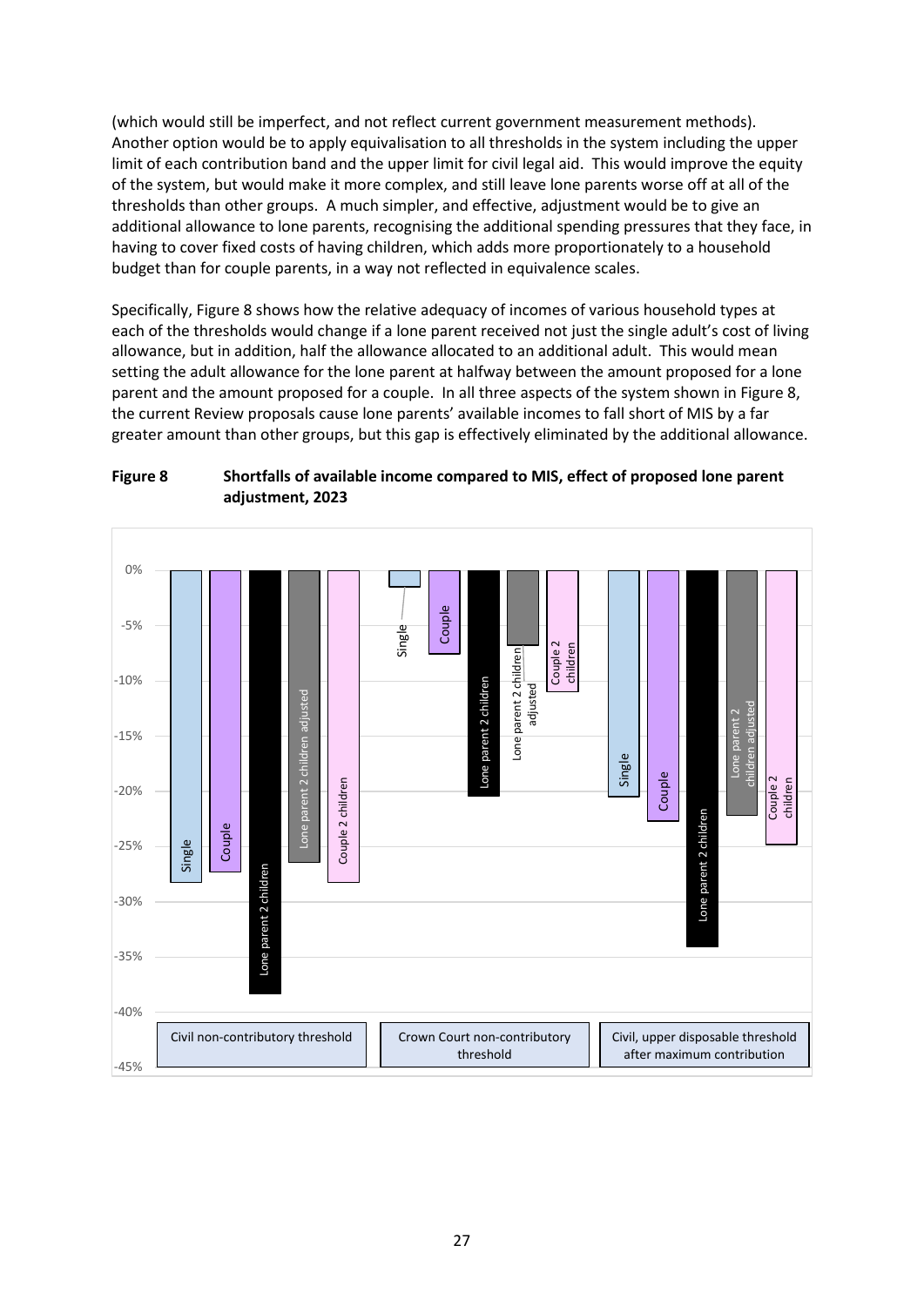(which would still be imperfect, and not reflect current government measurement methods). Another option would be to apply equivalisation to all thresholds in the system including the upper limit of each contribution band and the upper limit for civil legal aid. This would improve the equity of the system, but would make it more complex, and still leave lone parents worse off at all of the thresholds than other groups. A much simpler, and effective, adjustment would be to give an additional allowance to lone parents, recognising the additional spending pressures that they face, in having to cover fixed costs of having children, which adds more proportionately to a household budget than for couple parents, in a way not reflected in equivalence scales.

Specifically, Figure 8 shows how the relative adequacy of incomes of various household types at each of the thresholds would change if a lone parent received not just the single adult's cost of living allowance, but in addition, half the allowance allocated to an additional adult. This would mean setting the adult allowance for the lone parent at halfway between the amount proposed for a lone parent and the amount proposed for a couple. In all three aspects of the system shown in Figure 8, the current Review proposals cause lone parents' available incomes to fall short of MIS by a far greater amount than other groups, but this gap is effectively eliminated by the additional allowance.

**Figure 8 Shortfalls of available income compared to MIS, effect of proposed lone parent adjustment, 2023**

| | Single | Couple | Lone parent 2 children | Lone parent 2 children adjusted | Couple 2 children |
|---|---|---|---|---|---|
| Civil non-contributory threshold | -28% | -27% | -38% | -26% | -28% |
| Crown Court non-contributory threshold | -1% | -8% | -20% | -7% | -11% |
| Civil, upper disposable threshold after maximum contribution | -20% | -23% | -34% | -22% | -25% |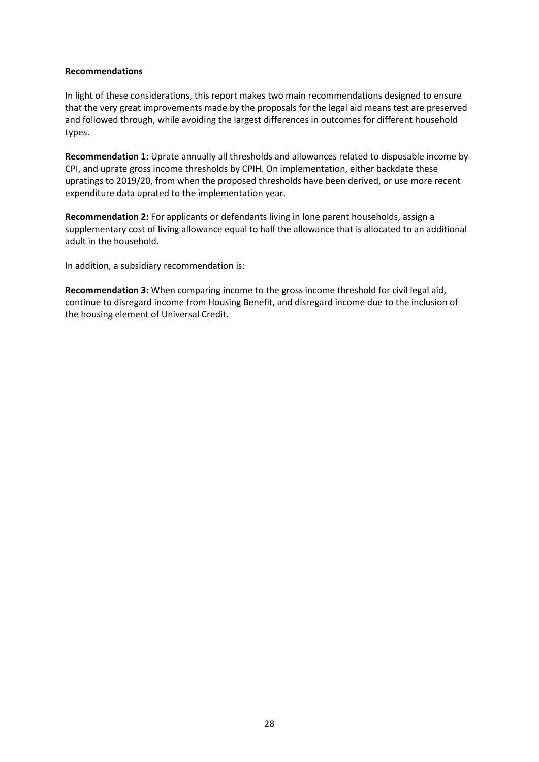**Recommendations**

In light of these considerations, this report makes two main recommendations designed to ensure that the very great improvements made by the proposals for the legal aid means test are preserved and followed through, while avoiding the largest differences in outcomes for different household types.

**Recommendation 1:** Uprate annually all thresholds and allowances related to disposable income by CPI, and uprate gross income thresholds by CPIH. On implementation, either backdate these upratings to 2019/20, from when the proposed thresholds have been derived, or use more recent expenditure data uprated to the implementation year.

**Recommendation 2:** For applicants or defendants living in lone parent households, assign a supplementary cost of living allowance equal to half the allowance that is allocated to an additional adult in the household.

In addition, a subsidiary recommendation is:

**Recommendation 3:** When comparing income to the gross income threshold for civil legal aid, continue to disregard income from Housing Benefit, and disregard income due to the inclusion of the housing element of Universal Credit.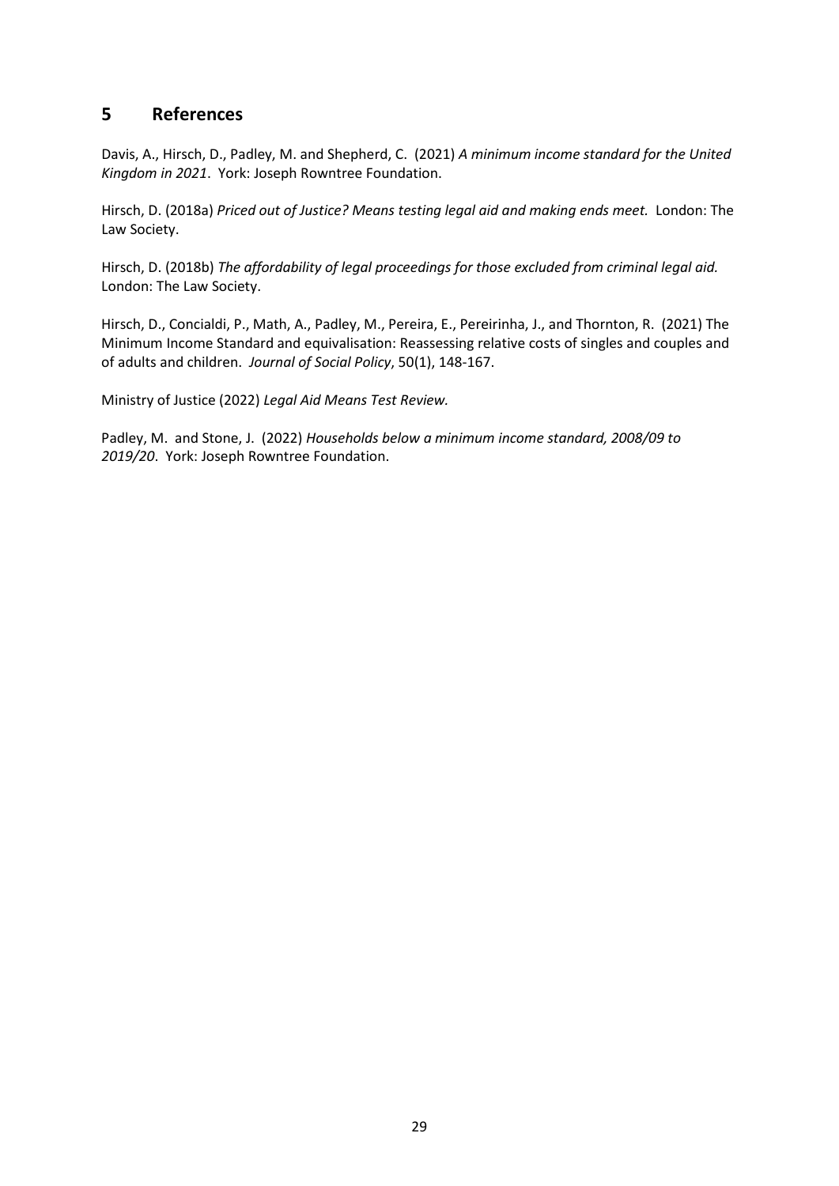## 5 References

Davis, A., Hirsch, D., Padley, M. and Shepherd, C. (2021) *A minimum income standard for the United Kingdom in 2021*. York: Joseph Rowntree Foundation.

Hirsch, D. (2018a) *Priced out of Justice? Means testing legal aid and making ends meet.* London: The Law Society.

Hirsch, D. (2018b) *The affordability of legal proceedings for those excluded from criminal legal aid.* London: The Law Society.

Hirsch, D., Concialdi, P., Math, A., Padley, M., Pereira, E., Pereirinha, J., and Thornton, R. (2021) The Minimum Income Standard and equivalisation: Reassessing relative costs of singles and couples and of adults and children. *Journal of Social Policy*, 50(1), 148-167.

Ministry of Justice (2022) *Legal Aid Means Test Review.*

Padley, M. and Stone, J. (2022) *Households below a minimum income standard, 2008/09 to 2019/20*. York: Joseph Rowntree Foundation.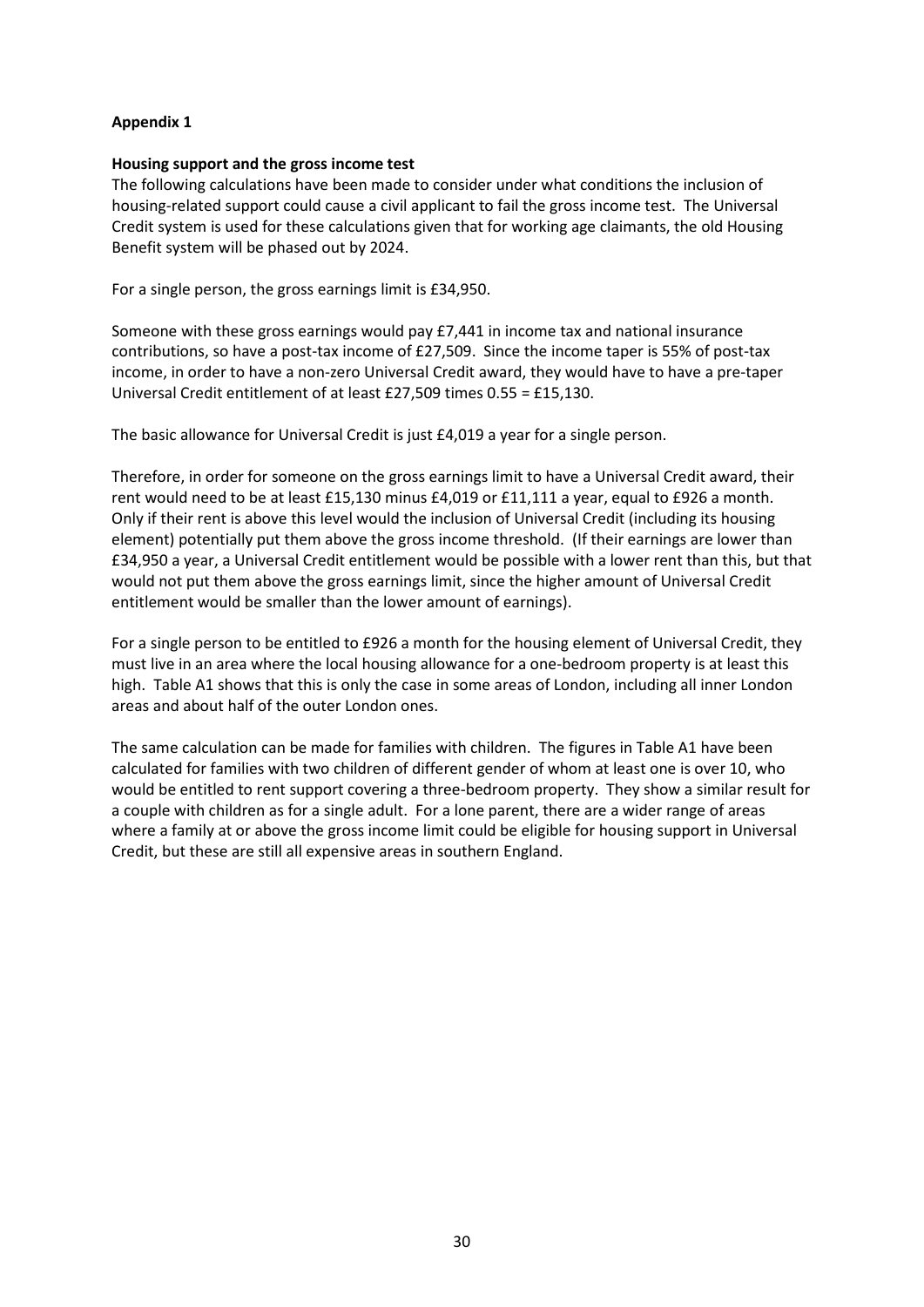## Appendix 1

### Housing support and the gross income test

The following calculations have been made to consider under what conditions the inclusion of housing-related support could cause a civil applicant to fail the gross income test. The Universal Credit system is used for these calculations given that for working age claimants, the old Housing Benefit system will be phased out by 2024.

For a single person, the gross earnings limit is £34,950.

Someone with these gross earnings would pay £7,441 in income tax and national insurance contributions, so have a post-tax income of £27,509. Since the income taper is 55% of post-tax income, in order to have a non-zero Universal Credit award, they would have to have a pre-taper Universal Credit entitlement of at least £27,509 times 0.55 = £15,130.

The basic allowance for Universal Credit is just £4,019 a year for a single person.

Therefore, in order for someone on the gross earnings limit to have a Universal Credit award, their rent would need to be at least £15,130 minus £4,019 or £11,111 a year, equal to £926 a month. Only if their rent is above this level would the inclusion of Universal Credit (including its housing element) potentially put them above the gross income threshold. (If their earnings are lower than £34,950 a year, a Universal Credit entitlement would be possible with a lower rent than this, but that would not put them above the gross earnings limit, since the higher amount of Universal Credit entitlement would be smaller than the lower amount of earnings).

For a single person to be entitled to £926 a month for the housing element of Universal Credit, they must live in an area where the local housing allowance for a one-bedroom property is at least this high. Table A1 shows that this is only the case in some areas of London, including all inner London areas and about half of the outer London ones.

The same calculation can be made for families with children. The figures in Table A1 have been calculated for families with two children of different gender of whom at least one is over 10, who would be entitled to rent support covering a three-bedroom property. They show a similar result for a couple with children as for a single adult. For a lone parent, there are a wider range of areas where a family at or above the gross income limit could be eligible for housing support in Universal Credit, but these are still all expensive areas in southern England.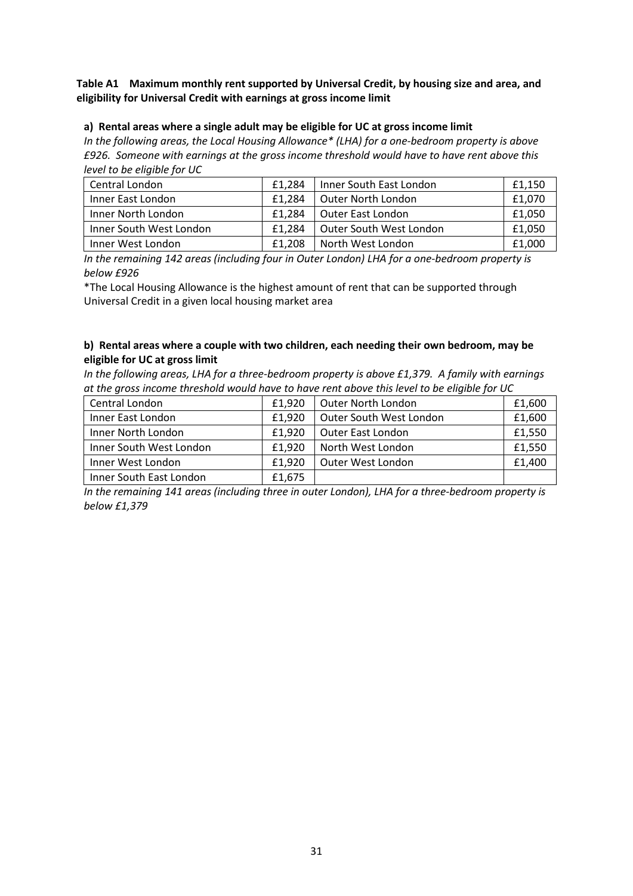**Table A1 Maximum monthly rent supported by Universal Credit, by housing size and area, and eligibility for Universal Credit with earnings at gross income limit**

**a) Rental areas where a single adult may be eligible for UC at gross income limit**

*In the following areas, the Local Housing Allowance\* (LHA) for a one-bedroom property is above £926. Someone with earnings at the gross income threshold would have to have rent above this level to be eligible for UC*

| | | | |
|---|---|---|---|
| Central London | £1,284 | Inner South East London | £1,150 |
| Inner East London | £1,284 | Outer North London | £1,070 |
| Inner North London | £1,284 | Outer East London | £1,050 |
| Inner South West London | £1,284 | Outer South West London | £1,050 |
| Inner West London | £1,208 | North West London | £1,000 |

*In the remaining 142 areas (including four in Outer London) LHA for a one-bedroom property is below £926*

*The Local Housing Allowance is the highest amount of rent that can be supported through Universal Credit in a given local housing market area

**b) Rental areas where a couple with two children, each needing their own bedroom, may be eligible for UC at gross limit**

*In the following areas, LHA for a three-bedroom property is above £1,379. A family with earnings at the gross income threshold would have to have rent above this level to be eligible for UC*

| | | | |
|---|---|---|---|
| Central London | £1,920 | Outer North London | £1,600 |
| Inner East London | £1,920 | Outer South West London | £1,600 |
| Inner North London | £1,920 | Outer East London | £1,550 |
| Inner South West London | £1,920 | North West London | £1,550 |
| Inner West London | £1,920 | Outer West London | £1,400 |
| Inner South East London | £1,675 | | |

*In the remaining 141 areas (including three in outer London), LHA for a three-bedroom property is below £1,379*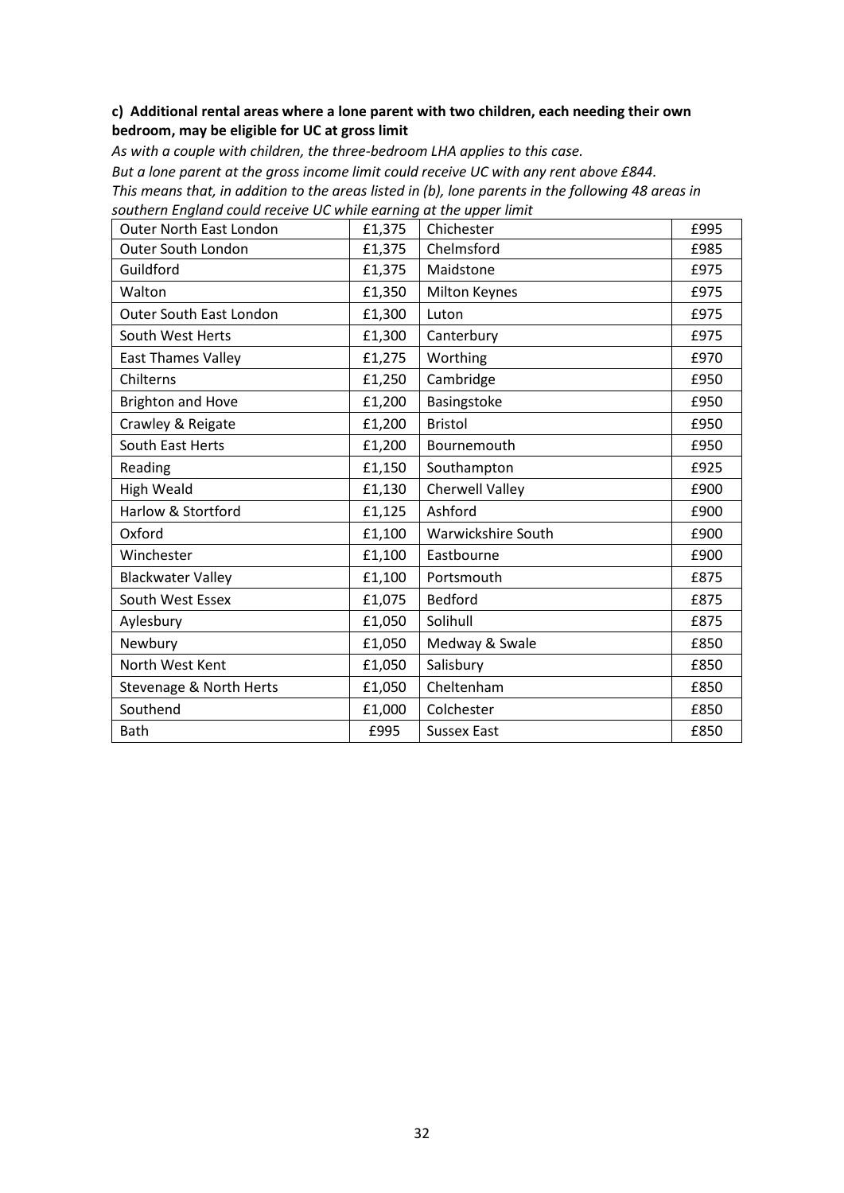**c) Additional rental areas where a lone parent with two children, each needing their own bedroom, may be eligible for UC at gross limit**

*As with a couple with children, the three-bedroom LHA applies to this case.*
*But a lone parent at the gross income limit could receive UC with any rent above £844.*
*This means that, in addition to the areas listed in (b), lone parents in the following 48 areas in southern England could receive UC while earning at the upper limit*

| | | | |
|---|---|---|---|
| Outer North East London | £1,375 | Chichester | £995 |
| Outer South London | £1,375 | Chelmsford | £985 |
| Guildford | £1,375 | Maidstone | £975 |
| Walton | £1,350 | Milton Keynes | £975 |
| Outer South East London | £1,300 | Luton | £975 |
| South West Herts | £1,300 | Canterbury | £975 |
| East Thames Valley | £1,275 | Worthing | £970 |
| Chilterns | £1,250 | Cambridge | £950 |
| Brighton and Hove | £1,200 | Basingstoke | £950 |
| Crawley & Reigate | £1,200 | Bristol | £950 |
| South East Herts | £1,200 | Bournemouth | £950 |
| Reading | £1,150 | Southampton | £925 |
| High Weald | £1,130 | Cherwell Valley | £900 |
| Harlow & Stortford | £1,125 | Ashford | £900 |
| Oxford | £1,100 | Warwickshire South | £900 |
| Winchester | £1,100 | Eastbourne | £900 |
| Blackwater Valley | £1,100 | Portsmouth | £875 |
| South West Essex | £1,075 | Bedford | £875 |
| Aylesbury | £1,050 | Solihull | £875 |
| Newbury | £1,050 | Medway & Swale | £850 |
| North West Kent | £1,050 | Salisbury | £850 |
| Stevenage & North Herts | £1,050 | Cheltenham | £850 |
| Southend | £1,000 | Colchester | £850 |
| Bath | £995 | Sussex East | £850 |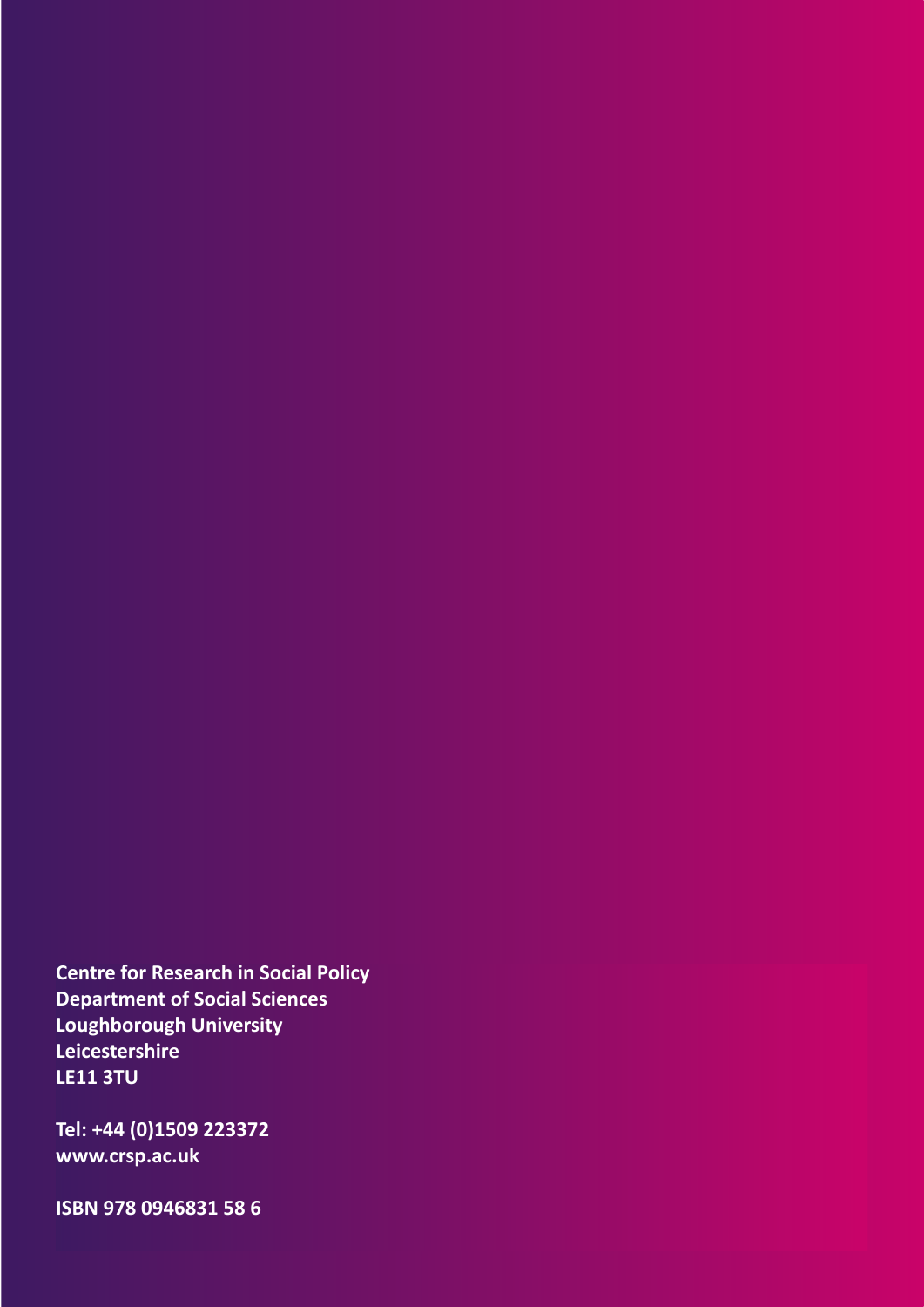**Centre for Research in Social Policy**
**Department of Social Sciences**
**Loughborough University**
**Leicestershire**
**LE11 3TU**

**Tel: +44 (0)1509 223372**
**www.crsp.ac.uk**

**ISBN 978 0946831 58 6**